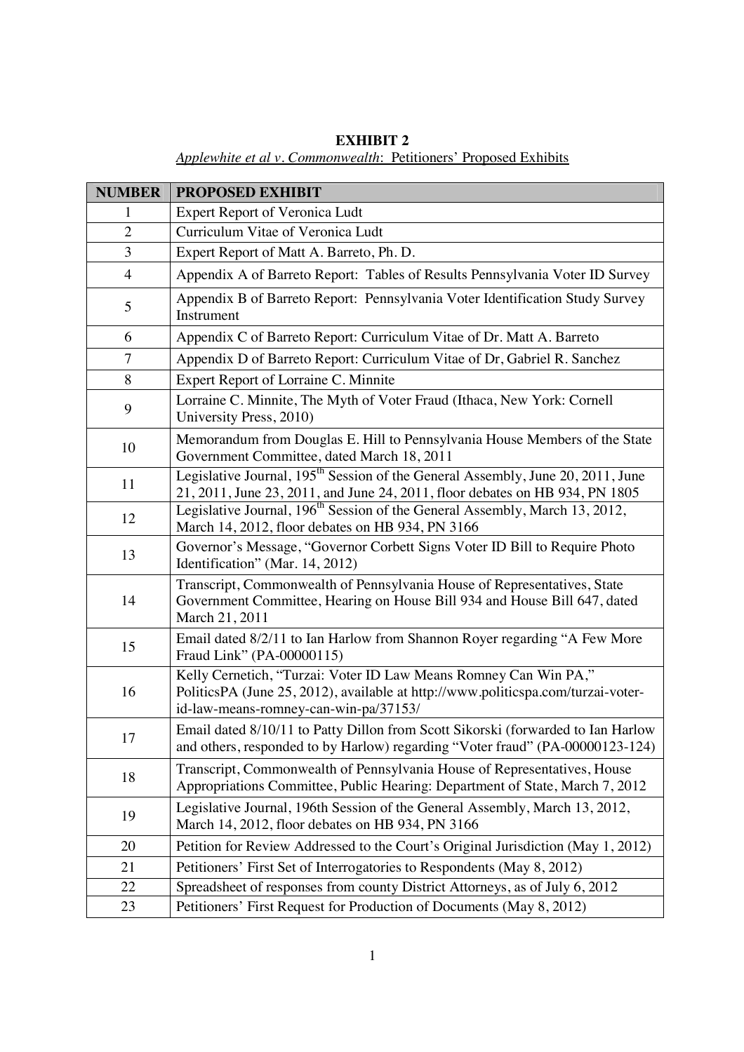**EXHIBIT 2**

*Applewhite et al v. Commonwealth*: Petitioners' Proposed Exhibits

| NUMBER | PROPOSED EXHIBIT |
|---|---|
| 1 | Expert Report of Veronica Ludt |
| 2 | Curriculum Vitae of Veronica Ludt |
| 3 | Expert Report of Matt A. Barreto, Ph. D. |
| 4 | Appendix A of Barreto Report: Tables of Results Pennsylvania Voter ID Survey |
| 5 | Appendix B of Barreto Report: Pennsylvania Voter Identification Study Survey Instrument |
| 6 | Appendix C of Barreto Report: Curriculum Vitae of Dr. Matt A. Barreto |
| 7 | Appendix D of Barreto Report: Curriculum Vitae of Dr, Gabriel R. Sanchez |
| 8 | Expert Report of Lorraine C. Minnite |
| 9 | Lorraine C. Minnite, The Myth of Voter Fraud (Ithaca, New York: Cornell University Press, 2010) |
| 10 | Memorandum from Douglas E. Hill to Pennsylvania House Members of the State Government Committee, dated March 18, 2011 |
| 11 | Legislative Journal, 195th Session of the General Assembly, June 20, 2011, June 21, 2011, June 23, 2011, and June 24, 2011, floor debates on HB 934, PN 1805 |
| 12 | Legislative Journal, 196th Session of the General Assembly, March 13, 2012, March 14, 2012, floor debates on HB 934, PN 3166 |
| 13 | Governor's Message, "Governor Corbett Signs Voter ID Bill to Require Photo Identification" (Mar. 14, 2012) |
| 14 | Transcript, Commonwealth of Pennsylvania House of Representatives, State Government Committee, Hearing on House Bill 934 and House Bill 647, dated March 21, 2011 |
| 15 | Email dated 8/2/11 to Ian Harlow from Shannon Royer regarding "A Few More Fraud Link" (PA-00000115) |
| 16 | Kelly Cernetich, "Turzai: Voter ID Law Means Romney Can Win PA," PoliticsPA (June 25, 2012), available at http://www.politicspa.com/turzai-voter-id-law-means-romney-can-win-pa/37153/ |
| 17 | Email dated 8/10/11 to Patty Dillon from Scott Sikorski (forwarded to Ian Harlow and others, responded to by Harlow) regarding "Voter fraud" (PA-00000123-124) |
| 18 | Transcript, Commonwealth of Pennsylvania House of Representatives, House Appropriations Committee, Public Hearing: Department of State, March 7, 2012 |
| 19 | Legislative Journal, 196th Session of the General Assembly, March 13, 2012, March 14, 2012, floor debates on HB 934, PN 3166 |
| 20 | Petition for Review Addressed to the Court's Original Jurisdiction (May 1, 2012) |
| 21 | Petitioners' First Set of Interrogatories to Respondents (May 8, 2012) |
| 22 | Spreadsheet of responses from county District Attorneys, as of July 6, 2012 |
| 23 | Petitioners' First Request for Production of Documents (May 8, 2012) |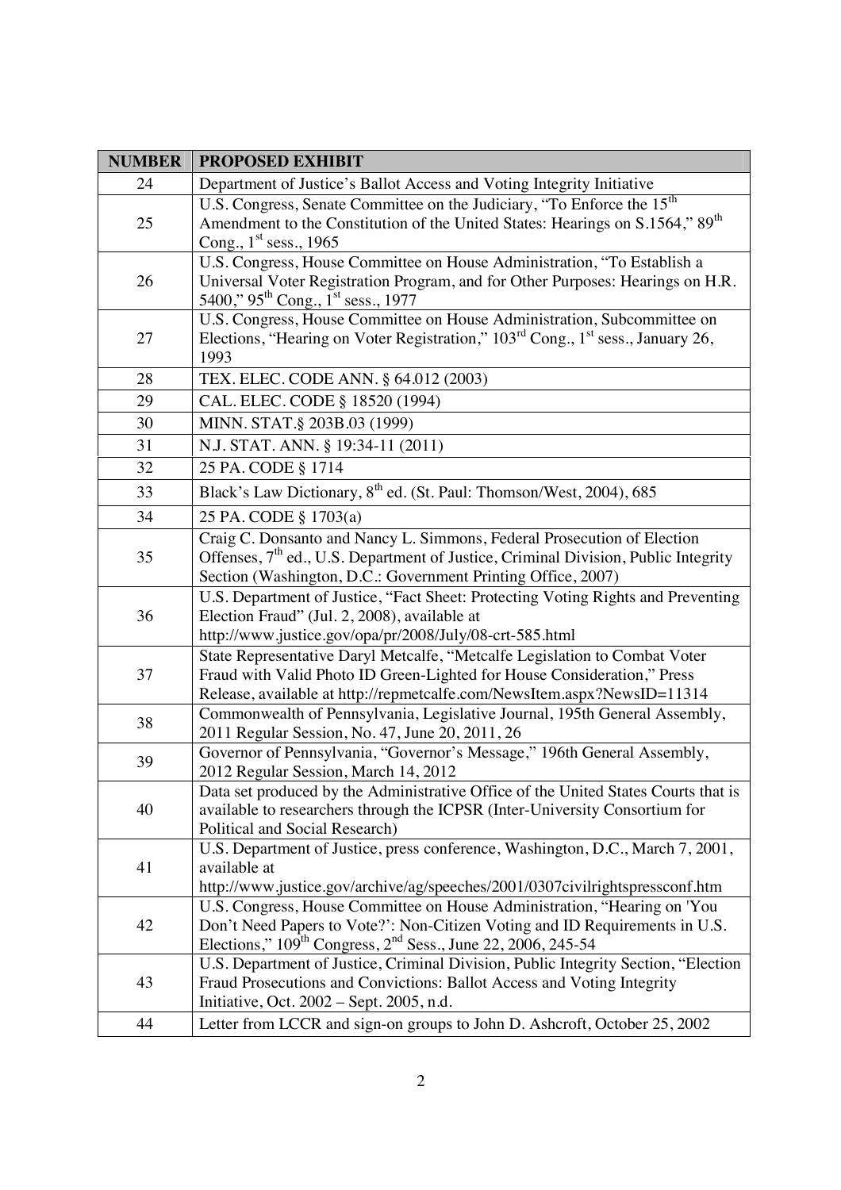| NUMBER | PROPOSED EXHIBIT |
|---|---|
| 24 | Department of Justice's Ballot Access and Voting Integrity Initiative |
| 25 | U.S. Congress, Senate Committee on the Judiciary, "To Enforce the 15th Amendment to the Constitution of the United States: Hearings on S.1564," 89th Cong., 1st sess., 1965 |
| 26 | U.S. Congress, House Committee on House Administration, "To Establish a Universal Voter Registration Program, and for Other Purposes: Hearings on H.R. 5400," 95th Cong., 1st sess., 1977 |
| 27 | U.S. Congress, House Committee on House Administration, Subcommittee on Elections, "Hearing on Voter Registration," 103rd Cong., 1st sess., January 26, 1993 |
| 28 | TEX. ELEC. CODE ANN. § 64.012 (2003) |
| 29 | CAL. ELEC. CODE § 18520 (1994) |
| 30 | MINN. STAT.§ 203B.03 (1999) |
| 31 | N.J. STAT. ANN. § 19:34-11 (2011) |
| 32 | 25 PA. CODE § 1714 |
| 33 | Black's Law Dictionary, 8th ed. (St. Paul: Thomson/West, 2004), 685 |
| 34 | 25 PA. CODE § 1703(a) |
| 35 | Craig C. Donsanto and Nancy L. Simmons, Federal Prosecution of Election Offenses, 7th ed., U.S. Department of Justice, Criminal Division, Public Integrity Section (Washington, D.C.: Government Printing Office, 2007) |
| 36 | U.S. Department of Justice, "Fact Sheet: Protecting Voting Rights and Preventing Election Fraud" (Jul. 2, 2008), available at http://www.justice.gov/opa/pr/2008/July/08-crt-585.html |
| 37 | State Representative Daryl Metcalfe, "Metcalfe Legislation to Combat Voter Fraud with Valid Photo ID Green-Lighted for House Consideration," Press Release, available at http://repmetcalfe.com/NewsItem.aspx?NewsID=11314 |
| 38 | Commonwealth of Pennsylvania, Legislative Journal, 195th General Assembly, 2011 Regular Session, No. 47, June 20, 2011, 26 |
| 39 | Governor of Pennsylvania, "Governor's Message," 196th General Assembly, 2012 Regular Session, March 14, 2012 |
| 40 | Data set produced by the Administrative Office of the United States Courts that is available to researchers through the ICPSR (Inter-University Consortium for Political and Social Research) |
| 41 | U.S. Department of Justice, press conference, Washington, D.C., March 7, 2001, available at http://www.justice.gov/archive/ag/speeches/2001/0307civilrightspressconf.htm |
| 42 | U.S. Congress, House Committee on House Administration, "Hearing on 'You Don't Need Papers to Vote?': Non-Citizen Voting and ID Requirements in U.S. Elections," 109th Congress, 2nd Sess., June 22, 2006, 245-54 |
| 43 | U.S. Department of Justice, Criminal Division, Public Integrity Section, "Election Fraud Prosecutions and Convictions: Ballot Access and Voting Integrity Initiative, Oct. 2002 – Sept. 2005, n.d. |
| 44 | Letter from LCCR and sign-on groups to John D. Ashcroft, October 25, 2002 |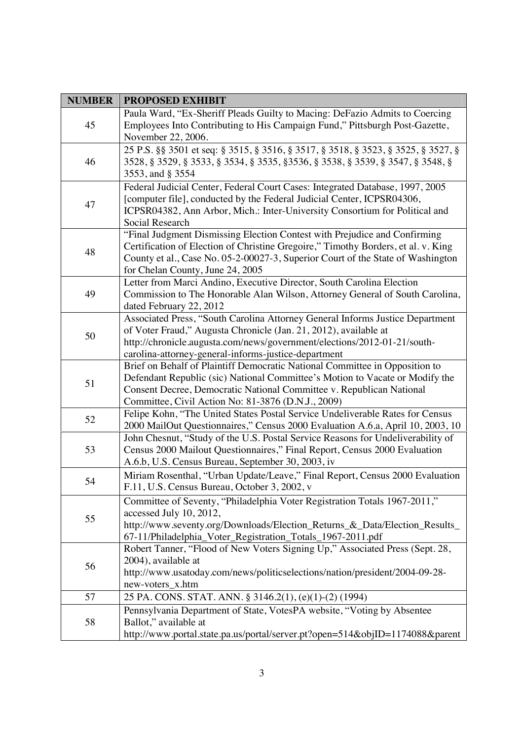| NUMBER | PROPOSED EXHIBIT |
|---|---|
| 45 | Paula Ward, "Ex-Sheriff Pleads Guilty to Macing: DeFazio Admits to Coercing Employees Into Contributing to His Campaign Fund," Pittsburgh Post-Gazette, November 22, 2006. |
| 46 | 25 P.S. §§ 3501 et seq: § 3515, § 3516, § 3517, § 3518, § 3523, § 3525, § 3527, § 3528, § 3529, § 3533, § 3534, § 3535, §3536, § 3538, § 3539, § 3547, § 3548, § 3553, and § 3554 |
| 47 | Federal Judicial Center, Federal Court Cases: Integrated Database, 1997, 2005 [computer file], conducted by the Federal Judicial Center, ICPSR04306, ICPSR04382, Ann Arbor, Mich.: Inter-University Consortium for Political and Social Research |
| 48 | "Final Judgment Dismissing Election Contest with Prejudice and Confirming Certification of Election of Christine Gregoire," Timothy Borders, et al. v. King County et al., Case No. 05-2-00027-3, Superior Court of the State of Washington for Chelan County, June 24, 2005 |
| 49 | Letter from Marci Andino, Executive Director, South Carolina Election Commission to The Honorable Alan Wilson, Attorney General of South Carolina, dated February 22, 2012 |
| 50 | Associated Press, "South Carolina Attorney General Informs Justice Department of Voter Fraud," Augusta Chronicle (Jan. 21, 2012), available at http://chronicle.augusta.com/news/government/elections/2012-01-21/south-carolina-attorney-general-informs-justice-department |
| 51 | Brief on Behalf of Plaintiff Democratic National Committee in Opposition to Defendant Republic (sic) National Committee's Motion to Vacate or Modify the Consent Decree, Democratic National Committee v. Republican National Committee, Civil Action No: 81-3876 (D.N.J., 2009) |
| 52 | Felipe Kohn, "The United States Postal Service Undeliverable Rates for Census 2000 MailOut Questionnaires," Census 2000 Evaluation A.6.a, April 10, 2003, 10 |
| 53 | John Chesnut, "Study of the U.S. Postal Service Reasons for Undeliverability of Census 2000 Mailout Questionnaires," Final Report, Census 2000 Evaluation A.6.b, U.S. Census Bureau, September 30, 2003, iv |
| 54 | Miriam Rosenthal, "Urban Update/Leave," Final Report, Census 2000 Evaluation F.11, U.S. Census Bureau, October 3, 2002, v |
| 55 | Committee of Seventy, "Philadelphia Voter Registration Totals 1967-2011," accessed July 10, 2012, http://www.seventy.org/Downloads/Election_Returns_&_Data/Election_Results_67-11/Philadelphia_Voter_Registration_Totals_1967-2011.pdf |
| 56 | Robert Tanner, "Flood of New Voters Signing Up," Associated Press (Sept. 28, 2004), available at http://www.usatoday.com/news/politicselections/nation/president/2004-09-28-new-voters_x.htm |
| 57 | 25 PA. CONS. STAT. ANN. § 3146.2(1), (e)(1)-(2) (1994) |
| 58 | Pennsylvania Department of State, VotesPA website, "Voting by Absentee Ballot," available at http://www.portal.state.pa.us/portal/server.pt?open=514&objID=1174088&parent |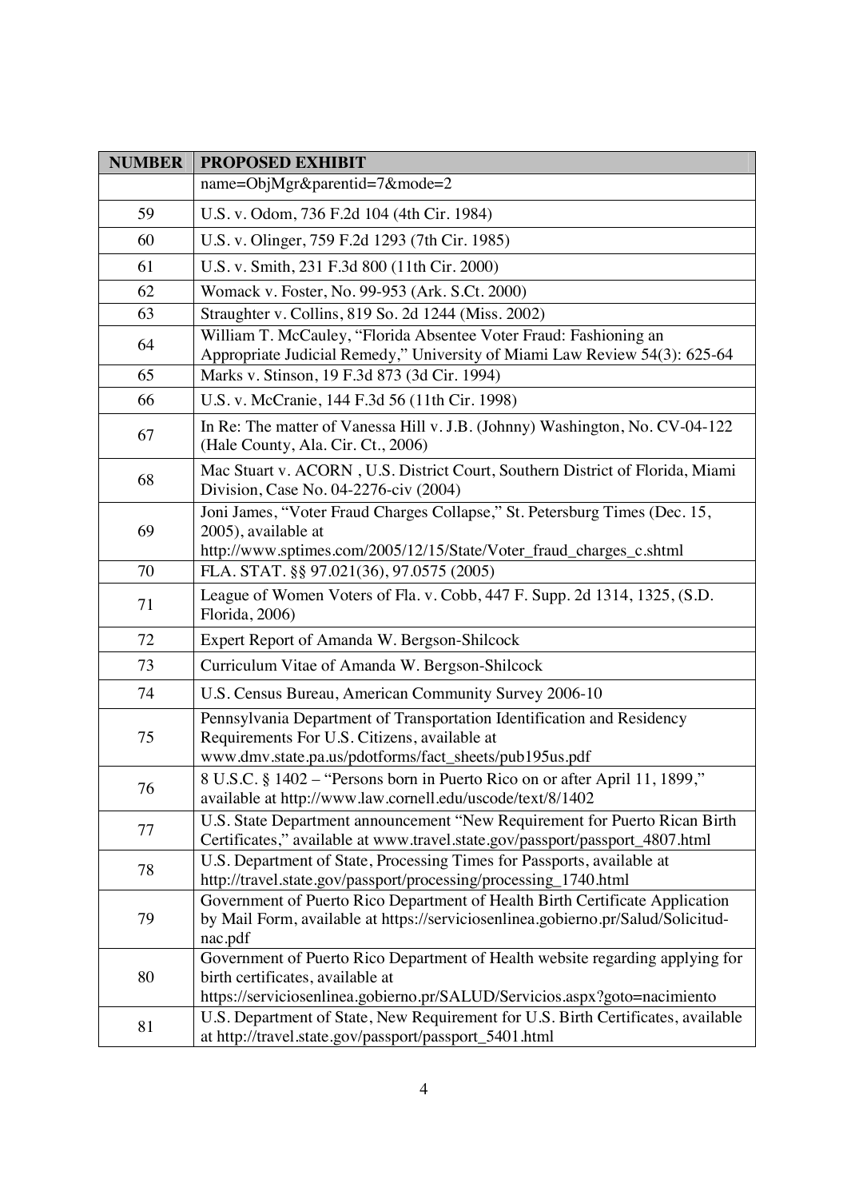| NUMBER | PROPOSED EXHIBIT |
|---|---|
| | name=ObjMgr&parentid=7&mode=2 |
| 59 | U.S. v. Odom, 736 F.2d 104 (4th Cir. 1984) |
| 60 | U.S. v. Olinger, 759 F.2d 1293 (7th Cir. 1985) |
| 61 | U.S. v. Smith, 231 F.3d 800 (11th Cir. 2000) |
| 62 | Womack v. Foster, No. 99-953 (Ark. S.Ct. 2000) |
| 63 | Straughter v. Collins, 819 So. 2d 1244 (Miss. 2002) |
| 64 | William T. McCauley, "Florida Absentee Voter Fraud: Fashioning an Appropriate Judicial Remedy," University of Miami Law Review 54(3): 625-64 |
| 65 | Marks v. Stinson, 19 F.3d 873 (3d Cir. 1994) |
| 66 | U.S. v. McCranie, 144 F.3d 56 (11th Cir. 1998) |
| 67 | In Re: The matter of Vanessa Hill v. J.B. (Johnny) Washington, No. CV-04-122 (Hale County, Ala. Cir. Ct., 2006) |
| 68 | Mac Stuart v. ACORN , U.S. District Court, Southern District of Florida, Miami Division, Case No. 04-2276-civ (2004) |
| 69 | Joni James, "Voter Fraud Charges Collapse," St. Petersburg Times (Dec. 15, 2005), available at http://www.sptimes.com/2005/12/15/State/Voter_fraud_charges_c.shtml |
| 70 | FLA. STAT. §§ 97.021(36), 97.0575 (2005) |
| 71 | League of Women Voters of Fla. v. Cobb, 447 F. Supp. 2d 1314, 1325, (S.D. Florida, 2006) |
| 72 | Expert Report of Amanda W. Bergson-Shilcock |
| 73 | Curriculum Vitae of Amanda W. Bergson-Shilcock |
| 74 | U.S. Census Bureau, American Community Survey 2006-10 |
| 75 | Pennsylvania Department of Transportation Identification and Residency Requirements For U.S. Citizens, available at www.dmv.state.pa.us/pdotforms/fact_sheets/pub195us.pdf |
| 76 | 8 U.S.C. § 1402 – "Persons born in Puerto Rico on or after April 11, 1899," available at http://www.law.cornell.edu/uscode/text/8/1402 |
| 77 | U.S. State Department announcement "New Requirement for Puerto Rican Birth Certificates," available at www.travel.state.gov/passport/passport_4807.html |
| 78 | U.S. Department of State, Processing Times for Passports, available at http://travel.state.gov/passport/processing/processing_1740.html |
| 79 | Government of Puerto Rico Department of Health Birth Certificate Application by Mail Form, available at https://serviciosenlinea.gobierno.pr/Salud/Solicitud-nac.pdf |
| 80 | Government of Puerto Rico Department of Health website regarding applying for birth certificates, available at https://serviciosenlinea.gobierno.pr/SALUD/Servicios.aspx?goto=nacimiento |
| 81 | U.S. Department of State, New Requirement for U.S. Birth Certificates, available at http://travel.state.gov/passport/passport_5401.html |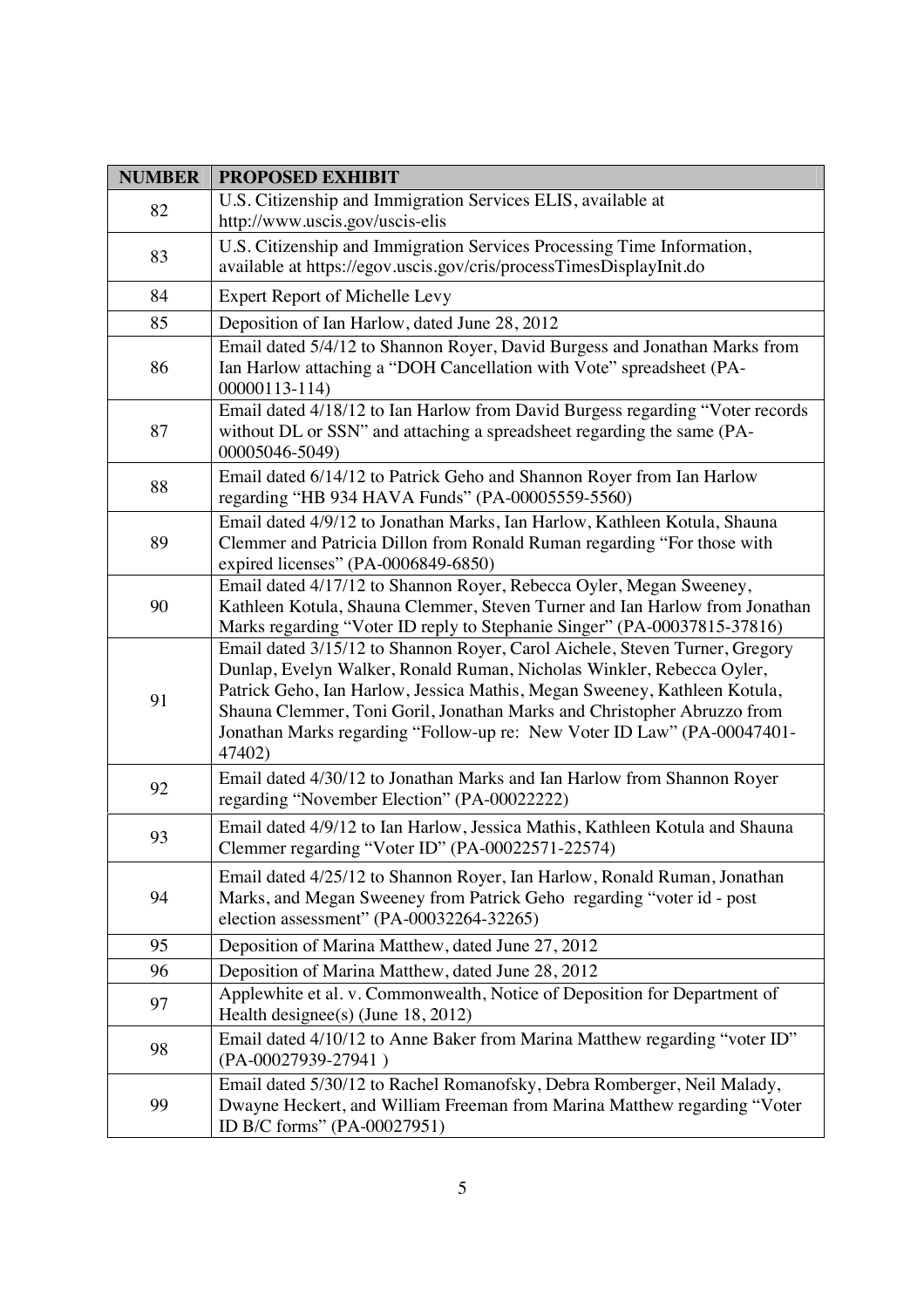| NUMBER | PROPOSED EXHIBIT |
|---|---|
| 82 | U.S. Citizenship and Immigration Services ELIS, available at http://www.uscis.gov/uscis-elis |
| 83 | U.S. Citizenship and Immigration Services Processing Time Information, available at https://egov.uscis.gov/cris/processTimesDisplayInit.do |
| 84 | Expert Report of Michelle Levy |
| 85 | Deposition of Ian Harlow, dated June 28, 2012 |
| 86 | Email dated 5/4/12 to Shannon Royer, David Burgess and Jonathan Marks from Ian Harlow attaching a "DOH Cancellation with Vote" spreadsheet (PA-00000113-114) |
| 87 | Email dated 4/18/12 to Ian Harlow from David Burgess regarding "Voter records without DL or SSN" and attaching a spreadsheet regarding the same (PA-00005046-5049) |
| 88 | Email dated 6/14/12 to Patrick Geho and Shannon Royer from Ian Harlow regarding "HB 934 HAVA Funds" (PA-00005559-5560) |
| 89 | Email dated 4/9/12 to Jonathan Marks, Ian Harlow, Kathleen Kotula, Shauna Clemmer and Patricia Dillon from Ronald Ruman regarding "For those with expired licenses" (PA-0006849-6850) |
| 90 | Email dated 4/17/12 to Shannon Royer, Rebecca Oyler, Megan Sweeney, Kathleen Kotula, Shauna Clemmer, Steven Turner and Ian Harlow from Jonathan Marks regarding "Voter ID reply to Stephanie Singer" (PA-00037815-37816) |
| 91 | Email dated 3/15/12 to Shannon Royer, Carol Aichele, Steven Turner, Gregory Dunlap, Evelyn Walker, Ronald Ruman, Nicholas Winkler, Rebecca Oyler, Patrick Geho, Ian Harlow, Jessica Mathis, Megan Sweeney, Kathleen Kotula, Shauna Clemmer, Toni Goril, Jonathan Marks and Christopher Abruzzo from Jonathan Marks regarding "Follow-up re: New Voter ID Law" (PA-00047401-47402) |
| 92 | Email dated 4/30/12 to Jonathan Marks and Ian Harlow from Shannon Royer regarding "November Election" (PA-00022222) |
| 93 | Email dated 4/9/12 to Ian Harlow, Jessica Mathis, Kathleen Kotula and Shauna Clemmer regarding "Voter ID" (PA-00022571-22574) |
| 94 | Email dated 4/25/12 to Shannon Royer, Ian Harlow, Ronald Ruman, Jonathan Marks, and Megan Sweeney from Patrick Geho regarding "voter id - post election assessment" (PA-00032264-32265) |
| 95 | Deposition of Marina Matthew, dated June 27, 2012 |
| 96 | Deposition of Marina Matthew, dated June 28, 2012 |
| 97 | Applewhite et al. v. Commonwealth, Notice of Deposition for Department of Health designee(s) (June 18, 2012) |
| 98 | Email dated 4/10/12 to Anne Baker from Marina Matthew regarding "voter ID" (PA-00027939-27941 ) |
| 99 | Email dated 5/30/12 to Rachel Romanofsky, Debra Romberger, Neil Malady, Dwayne Heckert, and William Freeman from Marina Matthew regarding "Voter ID B/C forms" (PA-00027951) |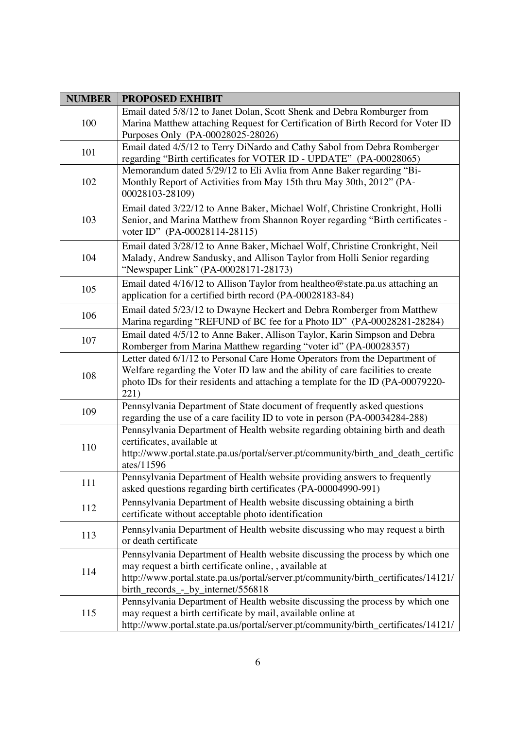| NUMBER | PROPOSED EXHIBIT |
|---|---|
| 100 | Email dated 5/8/12 to Janet Dolan, Scott Shenk and Debra Romburger from Marina Matthew attaching Request for Certification of Birth Record for Voter ID Purposes Only (PA-00028025-28026) |
| 101 | Email dated 4/5/12 to Terry DiNardo and Cathy Sabol from Debra Romberger regarding "Birth certificates for VOTER ID - UPDATE" (PA-00028065) |
| 102 | Memorandum dated 5/29/12 to Eli Avlia from Anne Baker regarding "Bi-Monthly Report of Activities from May 15th thru May 30th, 2012" (PA-00028103-28109) |
| 103 | Email dated 3/22/12 to Anne Baker, Michael Wolf, Christine Cronkright, Holli Senior, and Marina Matthew from Shannon Royer regarding "Birth certificates - voter ID" (PA-00028114-28115) |
| 104 | Email dated 3/28/12 to Anne Baker, Michael Wolf, Christine Cronkright, Neil Malady, Andrew Sandusky, and Allison Taylor from Holli Senior regarding "Newspaper Link" (PA-00028171-28173) |
| 105 | Email dated 4/16/12 to Allison Taylor from healtheo@state.pa.us attaching an application for a certified birth record (PA-00028183-84) |
| 106 | Email dated 5/23/12 to Dwayne Heckert and Debra Romberger from Matthew Marina regarding "REFUND of BC fee for a Photo ID" (PA-00028281-28284) |
| 107 | Email dated 4/5/12 to Anne Baker, Allison Taylor, Karin Simpson and Debra Romberger from Marina Matthew regarding "voter id" (PA-00028357) |
| 108 | Letter dated 6/1/12 to Personal Care Home Operators from the Department of Welfare regarding the Voter ID law and the ability of care facilities to create photo IDs for their residents and attaching a template for the ID (PA-00079220-221) |
| 109 | Pennsylvania Department of State document of frequently asked questions regarding the use of a care facility ID to vote in person (PA-00034284-288) |
| 110 | Pennsylvania Department of Health website regarding obtaining birth and death certificates, available at http://www.portal.state.pa.us/portal/server.pt/community/birth_and_death_certificates/11596 |
| 111 | Pennsylvania Department of Health website providing answers to frequently asked questions regarding birth certificates (PA-00004990-991) |
| 112 | Pennsylvania Department of Health website discussing obtaining a birth certificate without acceptable photo identification |
| 113 | Pennsylvania Department of Health website discussing who may request a birth or death certificate |
| 114 | Pennsylvania Department of Health website discussing the process by which one may request a birth certificate online, , available at http://www.portal.state.pa.us/portal/server.pt/community/birth_certificates/14121/birth_records_-_by_internet/556818 |
| 115 | Pennsylvania Department of Health website discussing the process by which one may request a birth certificate by mail, available online at http://www.portal.state.pa.us/portal/server.pt/community/birth_certificates/14121/ |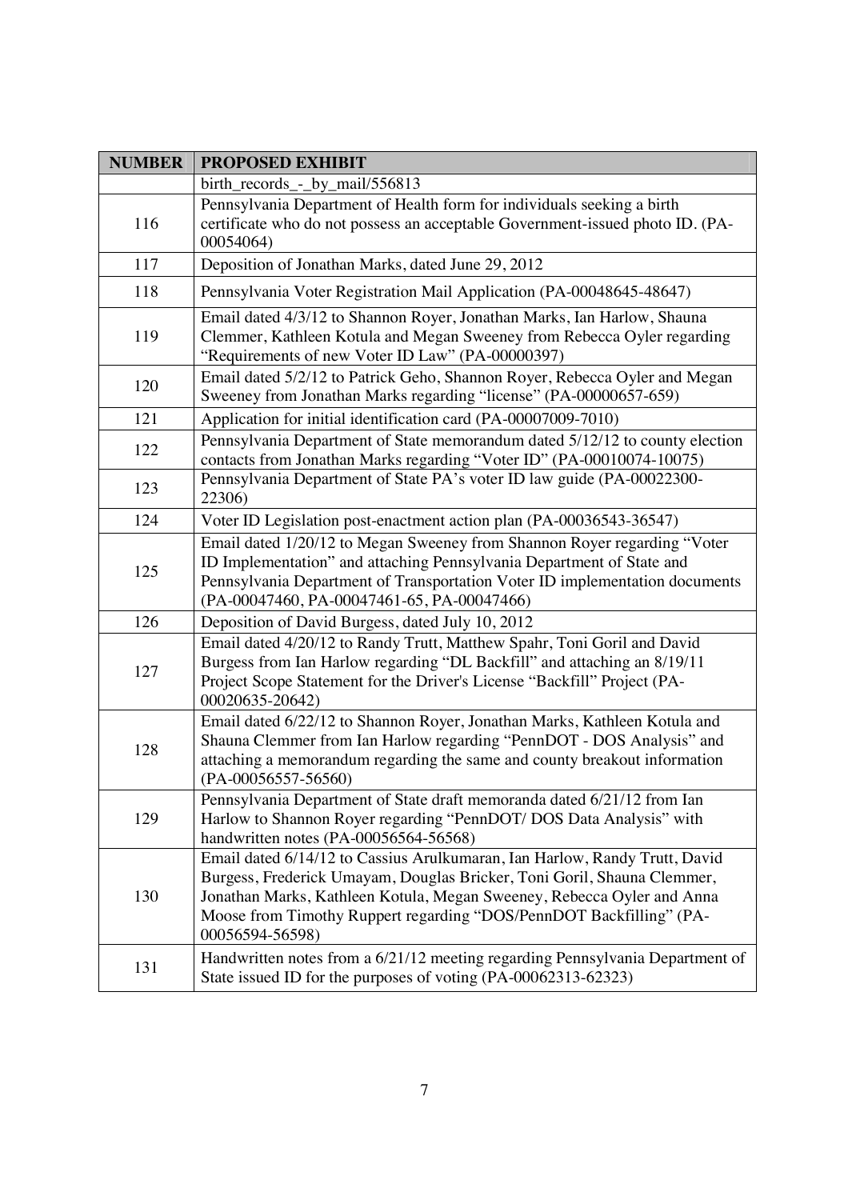| NUMBER | PROPOSED EXHIBIT |
|---|---|
| | birth_records_-_by_mail/556813 |
| 116 | Pennsylvania Department of Health form for individuals seeking a birth certificate who do not possess an acceptable Government-issued photo ID. (PA-00054064) |
| 117 | Deposition of Jonathan Marks, dated June 29, 2012 |
| 118 | Pennsylvania Voter Registration Mail Application (PA-00048645-48647) |
| 119 | Email dated 4/3/12 to Shannon Royer, Jonathan Marks, Ian Harlow, Shauna Clemmer, Kathleen Kotula and Megan Sweeney from Rebecca Oyler regarding "Requirements of new Voter ID Law" (PA-00000397) |
| 120 | Email dated 5/2/12 to Patrick Geho, Shannon Royer, Rebecca Oyler and Megan Sweeney from Jonathan Marks regarding "license" (PA-00000657-659) |
| 121 | Application for initial identification card (PA-00007009-7010) |
| 122 | Pennsylvania Department of State memorandum dated 5/12/12 to county election contacts from Jonathan Marks regarding "Voter ID" (PA-00010074-10075) |
| 123 | Pennsylvania Department of State PA's voter ID law guide (PA-00022300-22306) |
| 124 | Voter ID Legislation post-enactment action plan (PA-00036543-36547) |
| 125 | Email dated 1/20/12 to Megan Sweeney from Shannon Royer regarding "Voter ID Implementation" and attaching Pennsylvania Department of State and Pennsylvania Department of Transportation Voter ID implementation documents (PA-00047460, PA-00047461-65, PA-00047466) |
| 126 | Deposition of David Burgess, dated July 10, 2012 |
| 127 | Email dated 4/20/12 to Randy Trutt, Matthew Spahr, Toni Goril and David Burgess from Ian Harlow regarding "DL Backfill" and attaching an 8/19/11 Project Scope Statement for the Driver's License "Backfill" Project (PA-00020635-20642) |
| 128 | Email dated 6/22/12 to Shannon Royer, Jonathan Marks, Kathleen Kotula and Shauna Clemmer from Ian Harlow regarding "PennDOT - DOS Analysis" and attaching a memorandum regarding the same and county breakout information (PA-00056557-56560) |
| 129 | Pennsylvania Department of State draft memoranda dated 6/21/12 from Ian Harlow to Shannon Royer regarding "PennDOT/ DOS Data Analysis" with handwritten notes (PA-00056564-56568) |
| 130 | Email dated 6/14/12 to Cassius Arulkumaran, Ian Harlow, Randy Trutt, David Burgess, Frederick Umayam, Douglas Bricker, Toni Goril, Shauna Clemmer, Jonathan Marks, Kathleen Kotula, Megan Sweeney, Rebecca Oyler and Anna Moose from Timothy Ruppert regarding "DOS/PennDOT Backfilling" (PA-00056594-56598) |
| 131 | Handwritten notes from a 6/21/12 meeting regarding Pennsylvania Department of State issued ID for the purposes of voting (PA-00062313-62323) |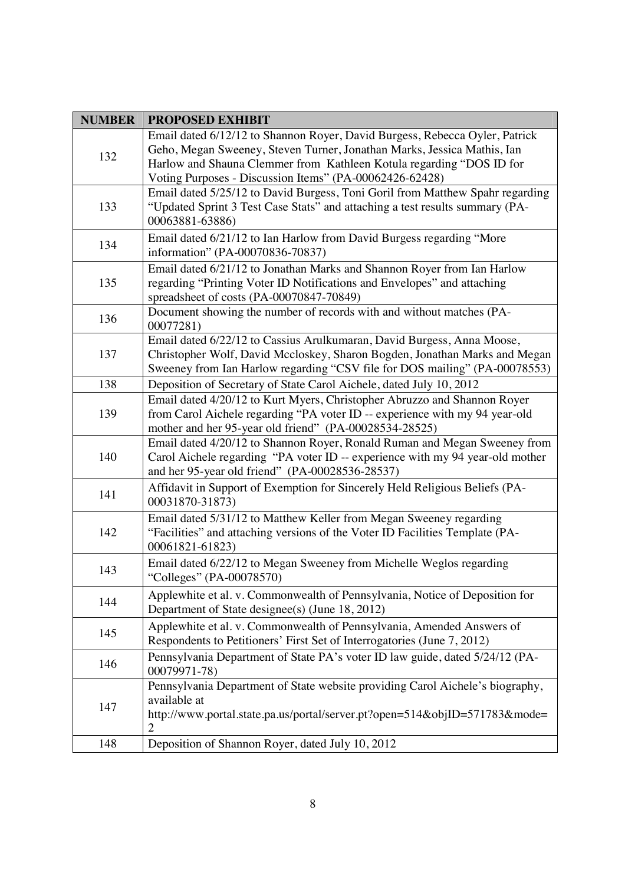| NUMBER | PROPOSED EXHIBIT |
| --- | --- |
| 132 | Email dated 6/12/12 to Shannon Royer, David Burgess, Rebecca Oyler, Patrick Geho, Megan Sweeney, Steven Turner, Jonathan Marks, Jessica Mathis, Ian Harlow and Shauna Clemmer from Kathleen Kotula regarding "DOS ID for Voting Purposes - Discussion Items" (PA-00062426-62428) |
| 133 | Email dated 5/25/12 to David Burgess, Toni Goril from Matthew Spahr regarding "Updated Sprint 3 Test Case Stats" and attaching a test results summary (PA-00063881-63886) |
| 134 | Email dated 6/21/12 to Ian Harlow from David Burgess regarding "More information" (PA-00070836-70837) |
| 135 | Email dated 6/21/12 to Jonathan Marks and Shannon Royer from Ian Harlow regarding "Printing Voter ID Notifications and Envelopes" and attaching spreadsheet of costs (PA-00070847-70849) |
| 136 | Document showing the number of records with and without matches (PA-00077281) |
| 137 | Email dated 6/22/12 to Cassius Arulkumaran, David Burgess, Anna Moose, Christopher Wolf, David Mccloskey, Sharon Bogden, Jonathan Marks and Megan Sweeney from Ian Harlow regarding "CSV file for DOS mailing" (PA-00078553) |
| 138 | Deposition of Secretary of State Carol Aichele, dated July 10, 2012 |
| 139 | Email dated 4/20/12 to Kurt Myers, Christopher Abruzzo and Shannon Royer from Carol Aichele regarding "PA voter ID -- experience with my 94 year-old mother and her 95-year old friend" (PA-00028534-28525) |
| 140 | Email dated 4/20/12 to Shannon Royer, Ronald Ruman and Megan Sweeney from Carol Aichele regarding "PA voter ID -- experience with my 94 year-old mother and her 95-year old friend" (PA-00028536-28537) |
| 141 | Affidavit in Support of Exemption for Sincerely Held Religious Beliefs (PA-00031870-31873) |
| 142 | Email dated 5/31/12 to Matthew Keller from Megan Sweeney regarding "Facilities" and attaching versions of the Voter ID Facilities Template (PA-00061821-61823) |
| 143 | Email dated 6/22/12 to Megan Sweeney from Michelle Weglos regarding "Colleges" (PA-00078570) |
| 144 | Applewhite et al. v. Commonwealth of Pennsylvania, Notice of Deposition for Department of State designee(s) (June 18, 2012) |
| 145 | Applewhite et al. v. Commonwealth of Pennsylvania, Amended Answers of Respondents to Petitioners' First Set of Interrogatories (June 7, 2012) |
| 146 | Pennsylvania Department of State PA's voter ID law guide, dated 5/24/12 (PA-00079971-78) |
| 147 | Pennsylvania Department of State website providing Carol Aichele's biography, available at http://www.portal.state.pa.us/portal/server.pt?open=514&objID=571783&mode=2 |
| 148 | Deposition of Shannon Royer, dated July 10, 2012 |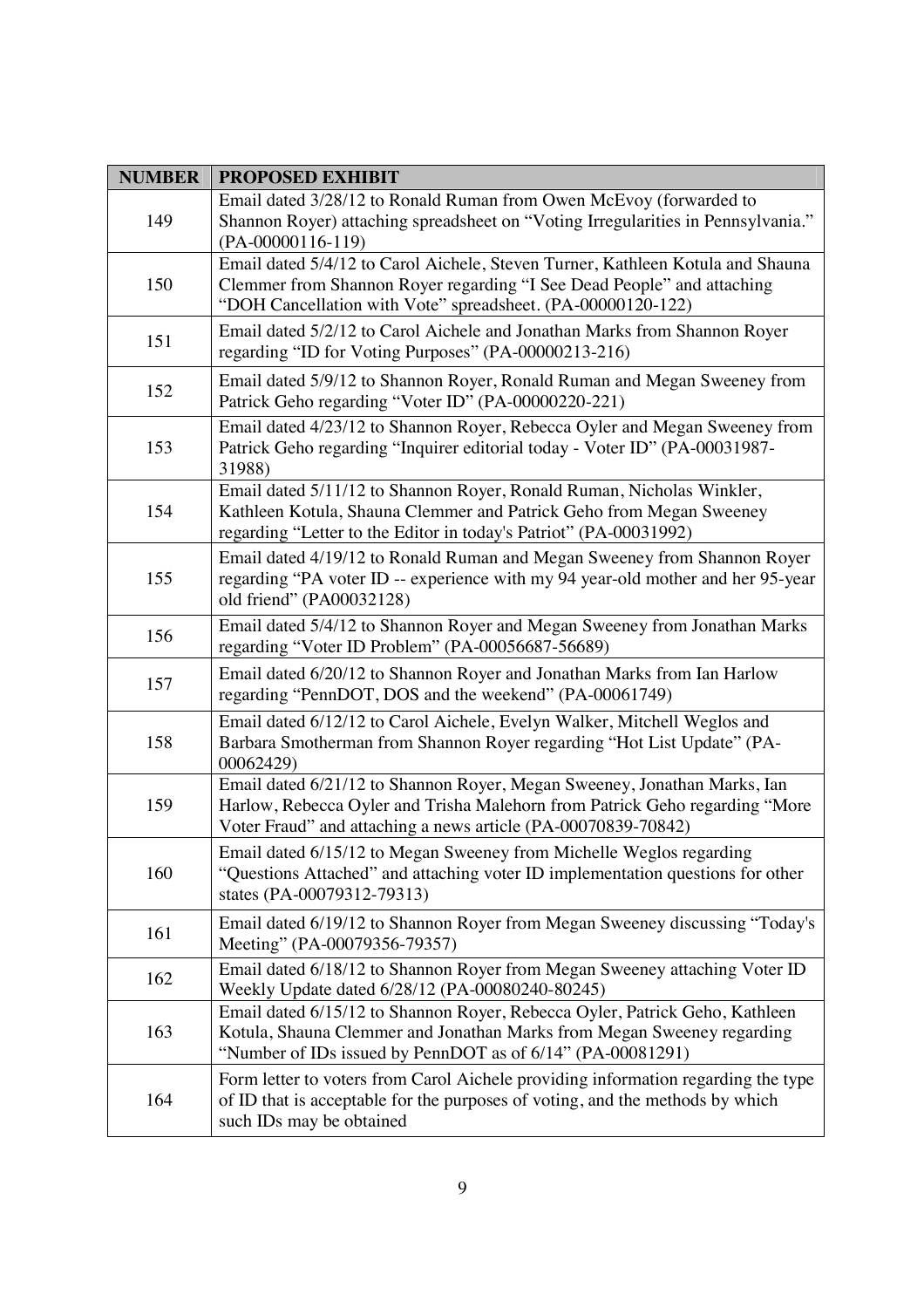| NUMBER | PROPOSED EXHIBIT |
|---|---|
| 149 | Email dated 3/28/12 to Ronald Ruman from Owen McEvoy (forwarded to Shannon Royer) attaching spreadsheet on "Voting Irregularities in Pennsylvania." (PA-00000116-119) |
| 150 | Email dated 5/4/12 to Carol Aichele, Steven Turner, Kathleen Kotula and Shauna Clemmer from Shannon Royer regarding "I See Dead People" and attaching "DOH Cancellation with Vote" spreadsheet. (PA-00000120-122) |
| 151 | Email dated 5/2/12 to Carol Aichele and Jonathan Marks from Shannon Royer regarding "ID for Voting Purposes" (PA-00000213-216) |
| 152 | Email dated 5/9/12 to Shannon Royer, Ronald Ruman and Megan Sweeney from Patrick Geho regarding "Voter ID" (PA-00000220-221) |
| 153 | Email dated 4/23/12 to Shannon Royer, Rebecca Oyler and Megan Sweeney from Patrick Geho regarding "Inquirer editorial today - Voter ID" (PA-00031987-31988) |
| 154 | Email dated 5/11/12 to Shannon Royer, Ronald Ruman, Nicholas Winkler, Kathleen Kotula, Shauna Clemmer and Patrick Geho from Megan Sweeney regarding "Letter to the Editor in today's Patriot" (PA-00031992) |
| 155 | Email dated 4/19/12 to Ronald Ruman and Megan Sweeney from Shannon Royer regarding "PA voter ID -- experience with my 94 year-old mother and her 95-year old friend" (PA00032128) |
| 156 | Email dated 5/4/12 to Shannon Royer and Megan Sweeney from Jonathan Marks regarding "Voter ID Problem" (PA-00056687-56689) |
| 157 | Email dated 6/20/12 to Shannon Royer and Jonathan Marks from Ian Harlow regarding "PennDOT, DOS and the weekend" (PA-00061749) |
| 158 | Email dated 6/12/12 to Carol Aichele, Evelyn Walker, Mitchell Weglos and Barbara Smotherman from Shannon Royer regarding "Hot List Update" (PA-00062429) |
| 159 | Email dated 6/21/12 to Shannon Royer, Megan Sweeney, Jonathan Marks, Ian Harlow, Rebecca Oyler and Trisha Malehorn from Patrick Geho regarding "More Voter Fraud" and attaching a news article (PA-00070839-70842) |
| 160 | Email dated 6/15/12 to Megan Sweeney from Michelle Weglos regarding "Questions Attached" and attaching voter ID implementation questions for other states (PA-00079312-79313) |
| 161 | Email dated 6/19/12 to Shannon Royer from Megan Sweeney discussing "Today's Meeting" (PA-00079356-79357) |
| 162 | Email dated 6/18/12 to Shannon Royer from Megan Sweeney attaching Voter ID Weekly Update dated 6/28/12 (PA-00080240-80245) |
| 163 | Email dated 6/15/12 to Shannon Royer, Rebecca Oyler, Patrick Geho, Kathleen Kotula, Shauna Clemmer and Jonathan Marks from Megan Sweeney regarding "Number of IDs issued by PennDOT as of 6/14" (PA-00081291) |
| 164 | Form letter to voters from Carol Aichele providing information regarding the type of ID that is acceptable for the purposes of voting, and the methods by which such IDs may be obtained |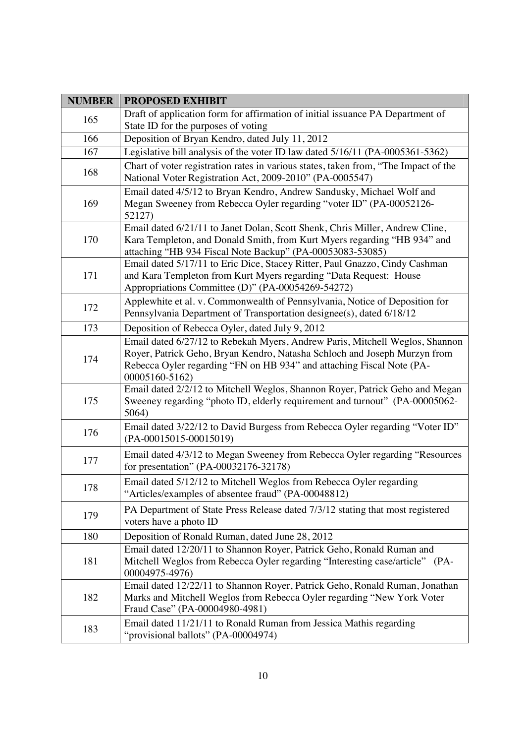| NUMBER | PROPOSED EXHIBIT |
|---|---|
| 165 | Draft of application form for affirmation of initial issuance PA Department of State ID for the purposes of voting |
| 166 | Deposition of Bryan Kendro, dated July 11, 2012 |
| 167 | Legislative bill analysis of the voter ID law dated 5/16/11 (PA-0005361-5362) |
| 168 | Chart of voter registration rates in various states, taken from, "The Impact of the National Voter Registration Act, 2009-2010" (PA-0005547) |
| 169 | Email dated 4/5/12 to Bryan Kendro, Andrew Sandusky, Michael Wolf and Megan Sweeney from Rebecca Oyler regarding "voter ID" (PA-00052126-52127) |
| 170 | Email dated 6/21/11 to Janet Dolan, Scott Shenk, Chris Miller, Andrew Cline, Kara Templeton, and Donald Smith, from Kurt Myers regarding "HB 934" and attaching "HB 934 Fiscal Note Backup" (PA-00053083-53085) |
| 171 | Email dated 5/17/11 to Eric Dice, Stacey Ritter, Paul Gnazzo, Cindy Cashman and Kara Templeton from Kurt Myers regarding "Data Request: House Appropriations Committee (D)" (PA-00054269-54272) |
| 172 | Applewhite et al. v. Commonwealth of Pennsylvania, Notice of Deposition for Pennsylvania Department of Transportation designee(s), dated 6/18/12 |
| 173 | Deposition of Rebecca Oyler, dated July 9, 2012 |
| 174 | Email dated 6/27/12 to Rebekah Myers, Andrew Paris, Mitchell Weglos, Shannon Royer, Patrick Geho, Bryan Kendro, Natasha Schloch and Joseph Murzyn from Rebecca Oyler regarding "FN on HB 934" and attaching Fiscal Note (PA-00005160-5162) |
| 175 | Email dated 2/2/12 to Mitchell Weglos, Shannon Royer, Patrick Geho and Megan Sweeney regarding "photo ID, elderly requirement and turnout" (PA-00005062-5064) |
| 176 | Email dated 3/22/12 to David Burgess from Rebecca Oyler regarding "Voter ID" (PA-00015015-00015019) |
| 177 | Email dated 4/3/12 to Megan Sweeney from Rebecca Oyler regarding "Resources for presentation" (PA-00032176-32178) |
| 178 | Email dated 5/12/12 to Mitchell Weglos from Rebecca Oyler regarding "Articles/examples of absentee fraud" (PA-00048812) |
| 179 | PA Department of State Press Release dated 7/3/12 stating that most registered voters have a photo ID |
| 180 | Deposition of Ronald Ruman, dated June 28, 2012 |
| 181 | Email dated 12/20/11 to Shannon Royer, Patrick Geho, Ronald Ruman and Mitchell Weglos from Rebecca Oyler regarding "Interesting case/article" (PA-00004975-4976) |
| 182 | Email dated 12/22/11 to Shannon Royer, Patrick Geho, Ronald Ruman, Jonathan Marks and Mitchell Weglos from Rebecca Oyler regarding "New York Voter Fraud Case" (PA-00004980-4981) |
| 183 | Email dated 11/21/11 to Ronald Ruman from Jessica Mathis regarding "provisional ballots" (PA-00004974) |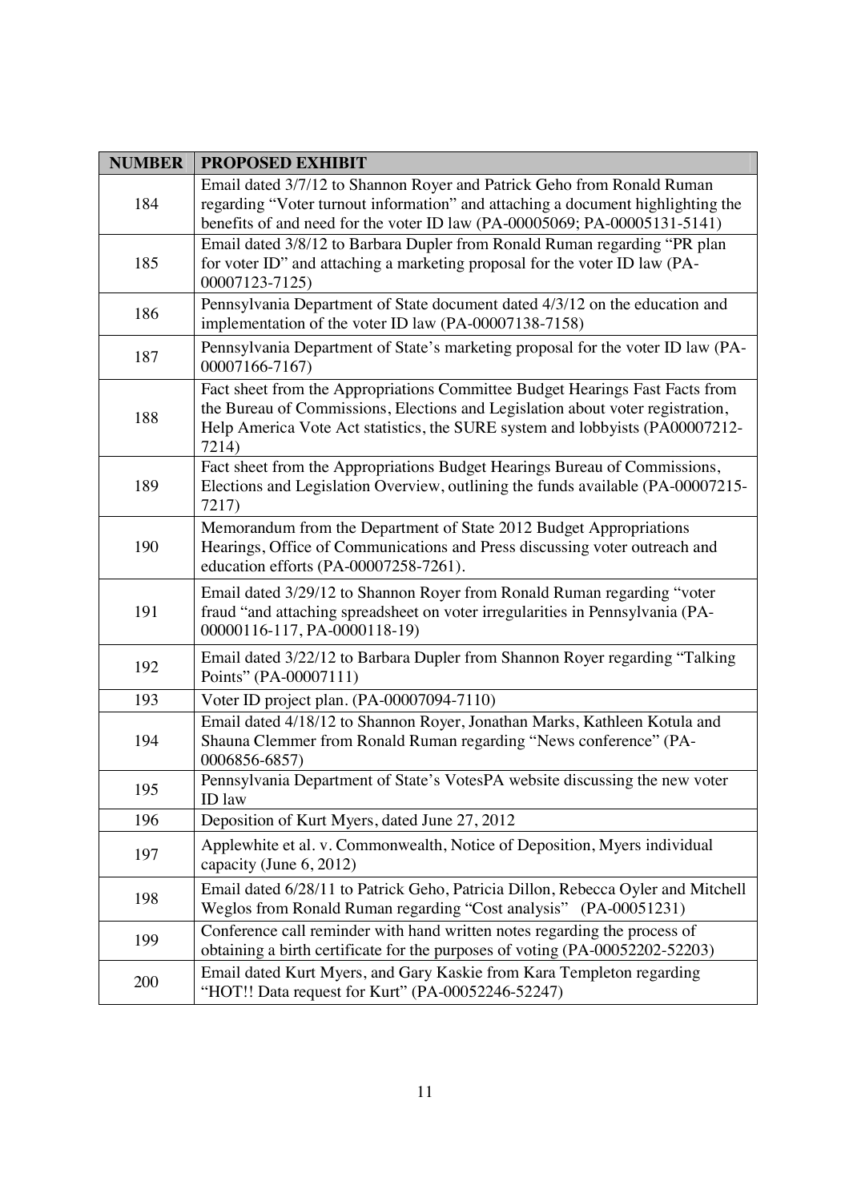| NUMBER | PROPOSED EXHIBIT |
|---|---|
| 184 | Email dated 3/7/12 to Shannon Royer and Patrick Geho from Ronald Ruman regarding "Voter turnout information" and attaching a document highlighting the benefits of and need for the voter ID law (PA-00005069; PA-00005131-5141) |
| 185 | Email dated 3/8/12 to Barbara Dupler from Ronald Ruman regarding "PR plan for voter ID" and attaching a marketing proposal for the voter ID law (PA-00007123-7125) |
| 186 | Pennsylvania Department of State document dated 4/3/12 on the education and implementation of the voter ID law (PA-00007138-7158) |
| 187 | Pennsylvania Department of State's marketing proposal for the voter ID law (PA-00007166-7167) |
| 188 | Fact sheet from the Appropriations Committee Budget Hearings Fast Facts from the Bureau of Commissions, Elections and Legislation about voter registration, Help America Vote Act statistics, the SURE system and lobbyists (PA00007212-7214) |
| 189 | Fact sheet from the Appropriations Budget Hearings Bureau of Commissions, Elections and Legislation Overview, outlining the funds available (PA-00007215-7217) |
| 190 | Memorandum from the Department of State 2012 Budget Appropriations Hearings, Office of Communications and Press discussing voter outreach and education efforts (PA-00007258-7261). |
| 191 | Email dated 3/29/12 to Shannon Royer from Ronald Ruman regarding "voter fraud "and attaching spreadsheet on voter irregularities in Pennsylvania (PA-00000116-117, PA-0000118-19) |
| 192 | Email dated 3/22/12 to Barbara Dupler from Shannon Royer regarding "Talking Points" (PA-00007111) |
| 193 | Voter ID project plan. (PA-00007094-7110) |
| 194 | Email dated 4/18/12 to Shannon Royer, Jonathan Marks, Kathleen Kotula and Shauna Clemmer from Ronald Ruman regarding "News conference" (PA-0006856-6857) |
| 195 | Pennsylvania Department of State's VotesPA website discussing the new voter ID law |
| 196 | Deposition of Kurt Myers, dated June 27, 2012 |
| 197 | Applewhite et al. v. Commonwealth, Notice of Deposition, Myers individual capacity (June 6, 2012) |
| 198 | Email dated 6/28/11 to Patrick Geho, Patricia Dillon, Rebecca Oyler and Mitchell Weglos from Ronald Ruman regarding "Cost analysis" (PA-00051231) |
| 199 | Conference call reminder with hand written notes regarding the process of obtaining a birth certificate for the purposes of voting (PA-00052202-52203) |
| 200 | Email dated Kurt Myers, and Gary Kaskie from Kara Templeton regarding "HOT!! Data request for Kurt" (PA-00052246-52247) |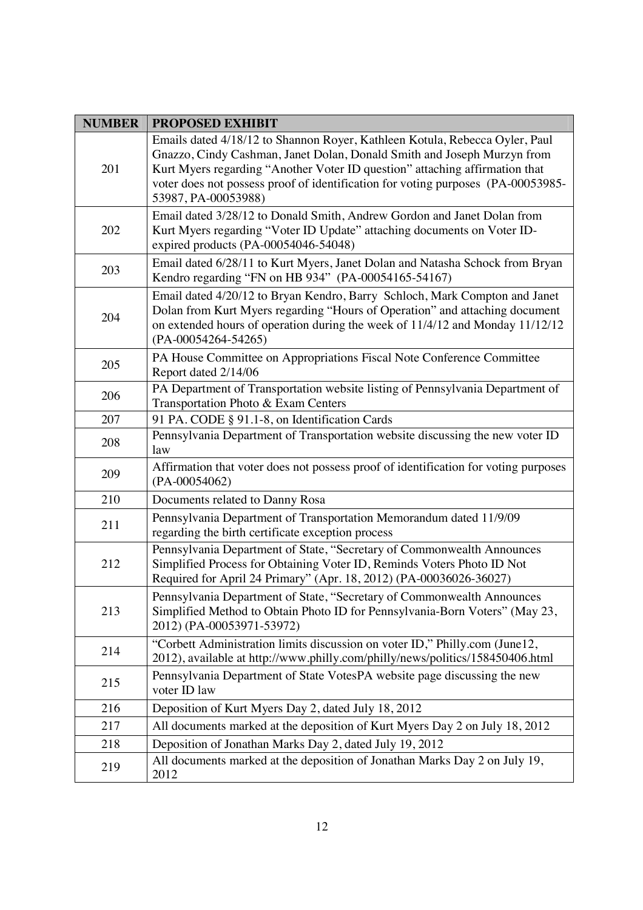| NUMBER | PROPOSED EXHIBIT |
|---|---|
| 201 | Emails dated 4/18/12 to Shannon Royer, Kathleen Kotula, Rebecca Oyler, Paul Gnazzo, Cindy Cashman, Janet Dolan, Donald Smith and Joseph Murzyn from Kurt Myers regarding "Another Voter ID question" attaching affirmation that voter does not possess proof of identification for voting purposes (PA-00053985-53987, PA-00053988) |
| 202 | Email dated 3/28/12 to Donald Smith, Andrew Gordon and Janet Dolan from Kurt Myers regarding "Voter ID Update" attaching documents on Voter ID-expired products (PA-00054046-54048) |
| 203 | Email dated 6/28/11 to Kurt Myers, Janet Dolan and Natasha Schock from Bryan Kendro regarding "FN on HB 934" (PA-00054165-54167) |
| 204 | Email dated 4/20/12 to Bryan Kendro, Barry Schloch, Mark Compton and Janet Dolan from Kurt Myers regarding "Hours of Operation" and attaching document on extended hours of operation during the week of 11/4/12 and Monday 11/12/12 (PA-00054264-54265) |
| 205 | PA House Committee on Appropriations Fiscal Note Conference Committee Report dated 2/14/06 |
| 206 | PA Department of Transportation website listing of Pennsylvania Department of Transportation Photo & Exam Centers |
| 207 | 91 PA. CODE § 91.1-8, on Identification Cards |
| 208 | Pennsylvania Department of Transportation website discussing the new voter ID law |
| 209 | Affirmation that voter does not possess proof of identification for voting purposes (PA-00054062) |
| 210 | Documents related to Danny Rosa |
| 211 | Pennsylvania Department of Transportation Memorandum dated 11/9/09 regarding the birth certificate exception process |
| 212 | Pennsylvania Department of State, "Secretary of Commonwealth Announces Simplified Process for Obtaining Voter ID, Reminds Voters Photo ID Not Required for April 24 Primary" (Apr. 18, 2012) (PA-00036026-36027) |
| 213 | Pennsylvania Department of State, "Secretary of Commonwealth Announces Simplified Method to Obtain Photo ID for Pennsylvania-Born Voters" (May 23, 2012) (PA-00053971-53972) |
| 214 | "Corbett Administration limits discussion on voter ID," Philly.com (June12, 2012), available at http://www.philly.com/philly/news/politics/158450406.html |
| 215 | Pennsylvania Department of State VotesPA website page discussing the new voter ID law |
| 216 | Deposition of Kurt Myers Day 2, dated July 18, 2012 |
| 217 | All documents marked at the deposition of Kurt Myers Day 2 on July 18, 2012 |
| 218 | Deposition of Jonathan Marks Day 2, dated July 19, 2012 |
| 219 | All documents marked at the deposition of Jonathan Marks Day 2 on July 19, 2012 |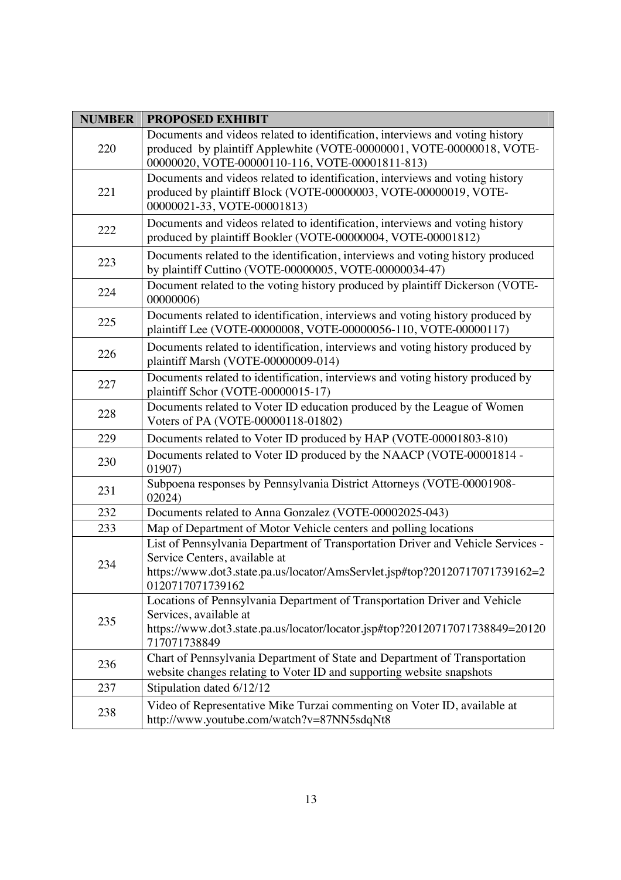| NUMBER | PROPOSED EXHIBIT |
|---|---|
| 220 | Documents and videos related to identification, interviews and voting history produced by plaintiff Applewhite (VOTE-00000001, VOTE-00000018, VOTE-00000020, VOTE-00000110-116, VOTE-00001811-813) |
| 221 | Documents and videos related to identification, interviews and voting history produced by plaintiff Block (VOTE-00000003, VOTE-00000019, VOTE-00000021-33, VOTE-00001813) |
| 222 | Documents and videos related to identification, interviews and voting history produced by plaintiff Bookler (VOTE-00000004, VOTE-00001812) |
| 223 | Documents related to the identification, interviews and voting history produced by plaintiff Cuttino (VOTE-00000005, VOTE-00000034-47) |
| 224 | Document related to the voting history produced by plaintiff Dickerson (VOTE-00000006) |
| 225 | Documents related to identification, interviews and voting history produced by plaintiff Lee (VOTE-00000008, VOTE-00000056-110, VOTE-00000117) |
| 226 | Documents related to identification, interviews and voting history produced by plaintiff Marsh (VOTE-00000009-014) |
| 227 | Documents related to identification, interviews and voting history produced by plaintiff Schor (VOTE-00000015-17) |
| 228 | Documents related to Voter ID education produced by the League of Women Voters of PA (VOTE-00000118-01802) |
| 229 | Documents related to Voter ID produced by HAP (VOTE-00001803-810) |
| 230 | Documents related to Voter ID produced by the NAACP (VOTE-00001814 - 01907) |
| 231 | Subpoena responses by Pennsylvania District Attorneys (VOTE-00001908-02024) |
| 232 | Documents related to Anna Gonzalez (VOTE-00002025-043) |
| 233 | Map of Department of Motor Vehicle centers and polling locations |
| 234 | List of Pennsylvania Department of Transportation Driver and Vehicle Services - Service Centers, available at https://www.dot3.state.pa.us/locator/AmsServlet.jsp#top?20120717071739162=20120717071739162 |
| 235 | Locations of Pennsylvania Department of Transportation Driver and Vehicle Services, available at https://www.dot3.state.pa.us/locator/locator.jsp#top?20120717071738849=20120717071738849 |
| 236 | Chart of Pennsylvania Department of State and Department of Transportation website changes relating to Voter ID and supporting website snapshots |
| 237 | Stipulation dated 6/12/12 |
| 238 | Video of Representative Mike Turzai commenting on Voter ID, available at http://www.youtube.com/watch?v=87NN5sdqNt8 |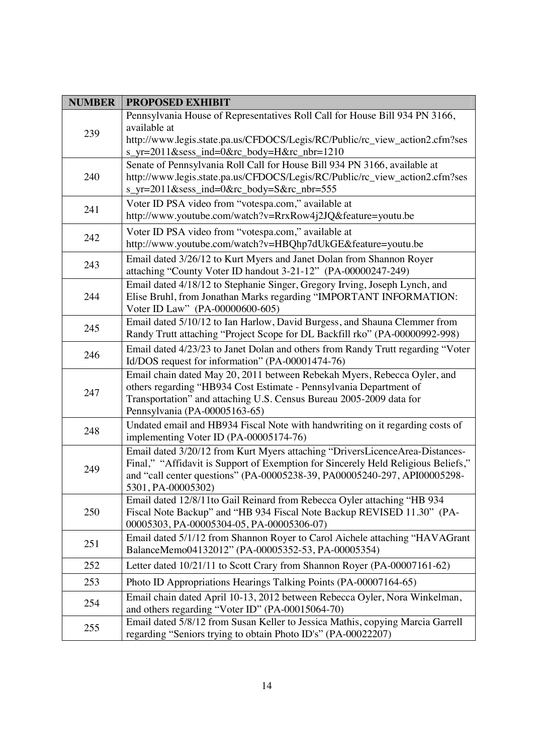| NUMBER | PROPOSED EXHIBIT |
|---|---|
| 239 | Pennsylvania House of Representatives Roll Call for House Bill 934 PN 3166, available at http://www.legis.state.pa.us/CFDOCS/Legis/RC/Public/rc_view_action2.cfm?sess_yr=2011&sess_ind=0&rc_body=H&rc_nbr=1210 |
| 240 | Senate of Pennsylvania Roll Call for House Bill 934 PN 3166, available at http://www.legis.state.pa.us/CFDOCS/Legis/RC/Public/rc_view_action2.cfm?sess_yr=2011&sess_ind=0&rc_body=S&rc_nbr=555 |
| 241 | Voter ID PSA video from "votespa.com," available at http://www.youtube.com/watch?v=RrxRow4j2JQ&feature=youtu.be |
| 242 | Voter ID PSA video from "votespa.com," available at http://www.youtube.com/watch?v=HBQhp7dUkGE&feature=youtu.be |
| 243 | Email dated 3/26/12 to Kurt Myers and Janet Dolan from Shannon Royer attaching "County Voter ID handout 3-21-12" (PA-00000247-249) |
| 244 | Email dated 4/18/12 to Stephanie Singer, Gregory Irving, Joseph Lynch, and Elise Bruhl, from Jonathan Marks regarding "IMPORTANT INFORMATION: Voter ID Law" (PA-00000600-605) |
| 245 | Email dated 5/10/12 to Ian Harlow, David Burgess, and Shauna Clemmer from Randy Trutt attaching "Project Scope for DL Backfill rko" (PA-00000992-998) |
| 246 | Email dated 4/23/23 to Janet Dolan and others from Randy Trutt regarding "Voter Id/DOS request for information" (PA-00001474-76) |
| 247 | Email chain dated May 20, 2011 between Rebekah Myers, Rebecca Oyler, and others regarding "HB934 Cost Estimate - Pennsylvania Department of Transportation" and attaching U.S. Census Bureau 2005-2009 data for Pennsylvania (PA-00005163-65) |
| 248 | Undated email and HB934 Fiscal Note with handwriting on it regarding costs of implementing Voter ID (PA-00005174-76) |
| 249 | Email dated 3/20/12 from Kurt Myers attaching "DriversLicenceArea-Distances-Final," "Affidavit is Support of Exemption for Sincerely Held Religious Beliefs," and "call center questions" (PA-00005238-39, PA00005240-297, API00005298-5301, PA-00005302) |
| 250 | Email dated 12/8/11to Gail Reinard from Rebecca Oyler attaching "HB 934 Fiscal Note Backup" and "HB 934 Fiscal Note Backup REVISED 11.30" (PA-00005303, PA-00005304-05, PA-00005306-07) |
| 251 | Email dated 5/1/12 from Shannon Royer to Carol Aichele attaching "HAVAGrant BalanceMemo04132012" (PA-00005352-53, PA-00005354) |
| 252 | Letter dated 10/21/11 to Scott Crary from Shannon Royer (PA-00007161-62) |
| 253 | Photo ID Appropriations Hearings Talking Points (PA-00007164-65) |
| 254 | Email chain dated April 10-13, 2012 between Rebecca Oyler, Nora Winkelman, and others regarding "Voter ID" (PA-00015064-70) |
| 255 | Email dated 5/8/12 from Susan Keller to Jessica Mathis, copying Marcia Garrell regarding "Seniors trying to obtain Photo ID's" (PA-00022207) |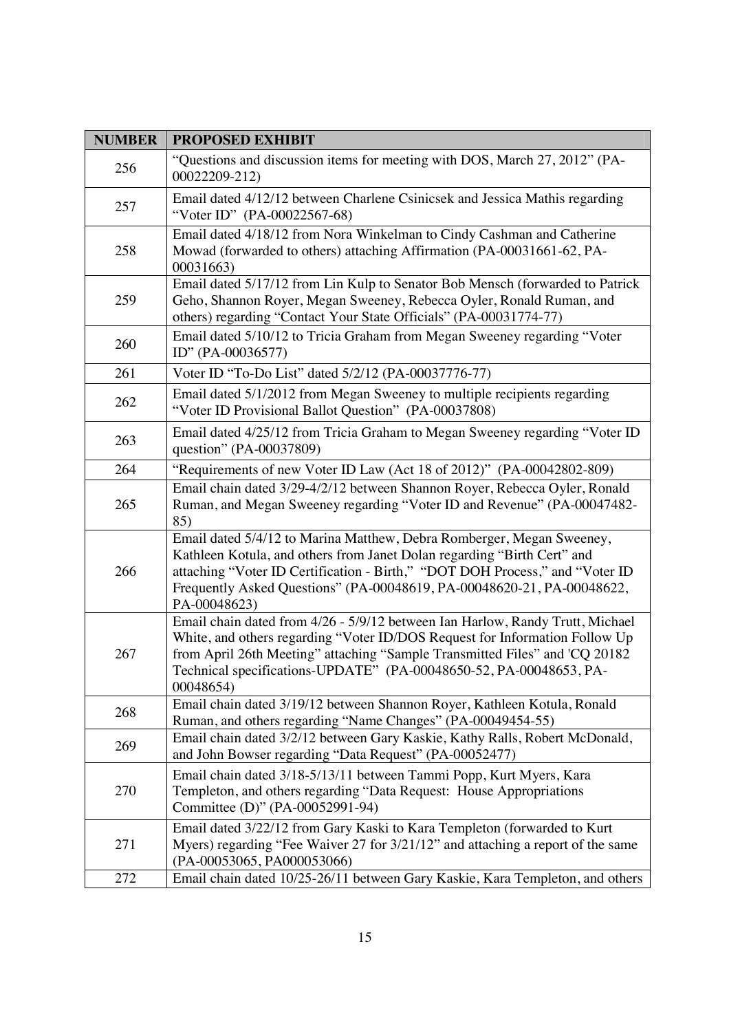| NUMBER | PROPOSED EXHIBIT |
|---|---|
| 256 | "Questions and discussion items for meeting with DOS, March 27, 2012" (PA-00022209-212) |
| 257 | Email dated 4/12/12 between Charlene Csinicsek and Jessica Mathis regarding "Voter ID" (PA-00022567-68) |
| 258 | Email dated 4/18/12 from Nora Winkelman to Cindy Cashman and Catherine Mowad (forwarded to others) attaching Affirmation (PA-00031661-62, PA-00031663) |
| 259 | Email dated 5/17/12 from Lin Kulp to Senator Bob Mensch (forwarded to Patrick Geho, Shannon Royer, Megan Sweeney, Rebecca Oyler, Ronald Ruman, and others) regarding "Contact Your State Officials" (PA-00031774-77) |
| 260 | Email dated 5/10/12 to Tricia Graham from Megan Sweeney regarding "Voter ID" (PA-00036577) |
| 261 | Voter ID "To-Do List" dated 5/2/12 (PA-00037776-77) |
| 262 | Email dated 5/1/2012 from Megan Sweeney to multiple recipients regarding "Voter ID Provisional Ballot Question" (PA-00037808) |
| 263 | Email dated 4/25/12 from Tricia Graham to Megan Sweeney regarding "Voter ID question" (PA-00037809) |
| 264 | "Requirements of new Voter ID Law (Act 18 of 2012)" (PA-00042802-809) |
| 265 | Email chain dated 3/29-4/2/12 between Shannon Royer, Rebecca Oyler, Ronald Ruman, and Megan Sweeney regarding "Voter ID and Revenue" (PA-00047482-85) |
| 266 | Email dated 5/4/12 to Marina Matthew, Debra Romberger, Megan Sweeney, Kathleen Kotula, and others from Janet Dolan regarding "Birth Cert" and attaching "Voter ID Certification - Birth," "DOT DOH Process," and "Voter ID Frequently Asked Questions" (PA-00048619, PA-00048620-21, PA-00048622, PA-00048623) |
| 267 | Email chain dated from 4/26 - 5/9/12 between Ian Harlow, Randy Trutt, Michael White, and others regarding "Voter ID/DOS Request for Information Follow Up from April 26th Meeting" attaching "Sample Transmitted Files" and 'CQ 20182 Technical specifications-UPDATE" (PA-00048650-52, PA-00048653, PA-00048654) |
| 268 | Email chain dated 3/19/12 between Shannon Royer, Kathleen Kotula, Ronald Ruman, and others regarding "Name Changes" (PA-00049454-55) |
| 269 | Email chain dated 3/2/12 between Gary Kaskie, Kathy Ralls, Robert McDonald, and John Bowser regarding "Data Request" (PA-00052477) |
| 270 | Email chain dated 3/18-5/13/11 between Tammi Popp, Kurt Myers, Kara Templeton, and others regarding "Data Request: House Appropriations Committee (D)" (PA-00052991-94) |
| 271 | Email dated 3/22/12 from Gary Kaski to Kara Templeton (forwarded to Kurt Myers) regarding "Fee Waiver 27 for 3/21/12" and attaching a report of the same (PA-00053065, PA000053066) |
| 272 | Email chain dated 10/25-26/11 between Gary Kaskie, Kara Templeton, and others |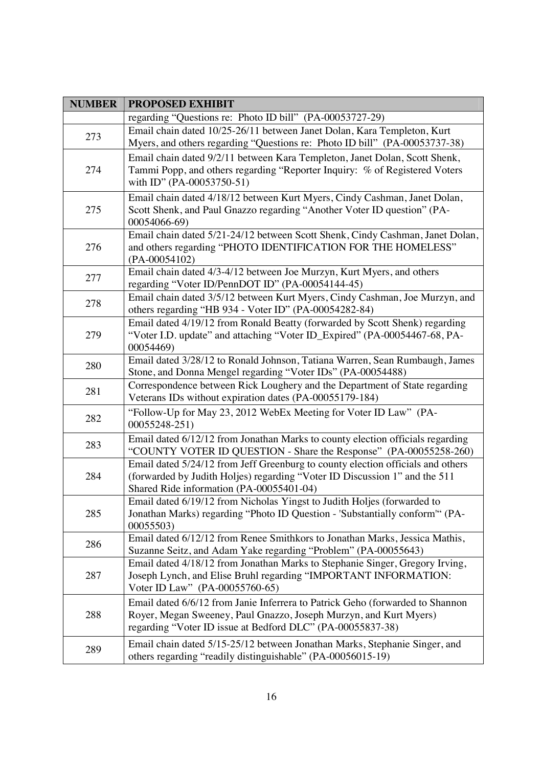| NUMBER | PROPOSED EXHIBIT |
|---|---|
| | regarding "Questions re: Photo ID bill" (PA-00053727-29) |
| 273 | Email chain dated 10/25-26/11 between Janet Dolan, Kara Templeton, Kurt Myers, and others regarding "Questions re: Photo ID bill" (PA-00053737-38) |
| 274 | Email chain dated 9/2/11 between Kara Templeton, Janet Dolan, Scott Shenk, Tammi Popp, and others regarding "Reporter Inquiry: % of Registered Voters with ID" (PA-00053750-51) |
| 275 | Email chain dated 4/18/12 between Kurt Myers, Cindy Cashman, Janet Dolan, Scott Shenk, and Paul Gnazzo regarding "Another Voter ID question" (PA-00054066-69) |
| 276 | Email chain dated 5/21-24/12 between Scott Shenk, Cindy Cashman, Janet Dolan, and others regarding "PHOTO IDENTIFICATION FOR THE HOMELESS" (PA-00054102) |
| 277 | Email chain dated 4/3-4/12 between Joe Murzyn, Kurt Myers, and others regarding "Voter ID/PennDOT ID" (PA-00054144-45) |
| 278 | Email chain dated 3/5/12 between Kurt Myers, Cindy Cashman, Joe Murzyn, and others regarding "HB 934 - Voter ID" (PA-00054282-84) |
| 279 | Email dated 4/19/12 from Ronald Beatty (forwarded by Scott Shenk) regarding "Voter I.D. update" and attaching "Voter ID_Expired" (PA-00054467-68, PA-00054469) |
| 280 | Email dated 3/28/12 to Ronald Johnson, Tatiana Warren, Sean Rumbaugh, James Stone, and Donna Mengel regarding "Voter IDs" (PA-00054488) |
| 281 | Correspondence between Rick Loughery and the Department of State regarding Veterans IDs without expiration dates (PA-00055179-184) |
| 282 | "Follow-Up for May 23, 2012 WebEx Meeting for Voter ID Law" (PA-00055248-251) |
| 283 | Email dated 6/12/12 from Jonathan Marks to county election officials regarding "COUNTY VOTER ID QUESTION - Share the Response" (PA-00055258-260) |
| 284 | Email dated 5/24/12 from Jeff Greenburg to county election officials and others (forwarded by Judith Holjes) regarding "Voter ID Discussion 1" and the 511 Shared Ride information (PA-00055401-04) |
| 285 | Email dated 6/19/12 from Nicholas Yingst to Judith Holjes (forwarded to Jonathan Marks) regarding "Photo ID Question - 'Substantially conform'" (PA-00055503) |
| 286 | Email dated 6/12/12 from Renee Smithkors to Jonathan Marks, Jessica Mathis, Suzanne Seitz, and Adam Yake regarding "Problem" (PA-00055643) |
| 287 | Email dated 4/18/12 from Jonathan Marks to Stephanie Singer, Gregory Irving, Joseph Lynch, and Elise Bruhl regarding "IMPORTANT INFORMATION: Voter ID Law" (PA-00055760-65) |
| 288 | Email dated 6/6/12 from Janie Inferrera to Patrick Geho (forwarded to Shannon Royer, Megan Sweeney, Paul Gnazzo, Joseph Murzyn, and Kurt Myers) regarding "Voter ID issue at Bedford DLC" (PA-00055837-38) |
| 289 | Email chain dated 5/15-25/12 between Jonathan Marks, Stephanie Singer, and others regarding "readily distinguishable" (PA-00056015-19) |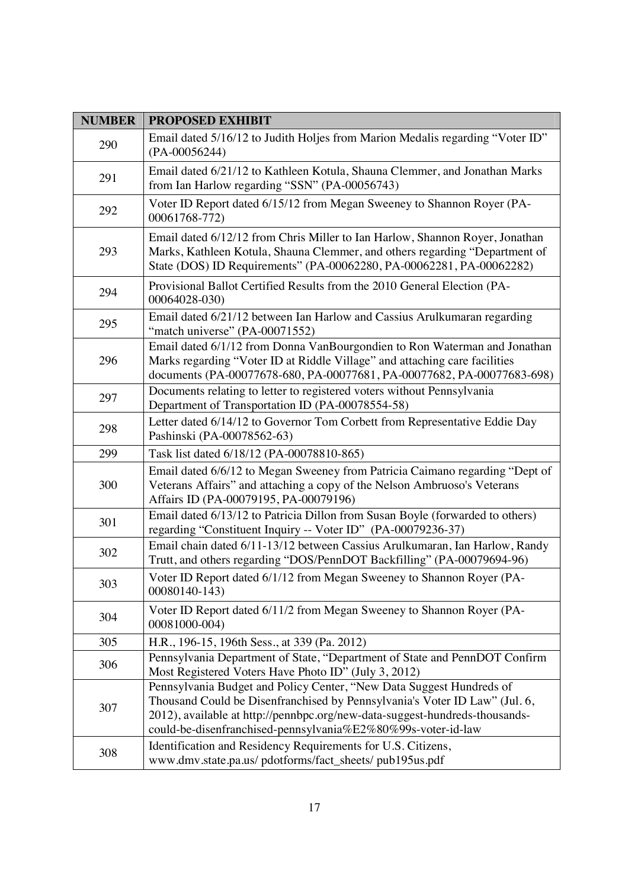| NUMBER | PROPOSED EXHIBIT |
|---|---|
| 290 | Email dated 5/16/12 to Judith Holjes from Marion Medalis regarding "Voter ID" (PA-00056244) |
| 291 | Email dated 6/21/12 to Kathleen Kotula, Shauna Clemmer, and Jonathan Marks from Ian Harlow regarding "SSN" (PA-00056743) |
| 292 | Voter ID Report dated 6/15/12 from Megan Sweeney to Shannon Royer (PA-00061768-772) |
| 293 | Email dated 6/12/12 from Chris Miller to Ian Harlow, Shannon Royer, Jonathan Marks, Kathleen Kotula, Shauna Clemmer, and others regarding "Department of State (DOS) ID Requirements" (PA-00062280, PA-00062281, PA-00062282) |
| 294 | Provisional Ballot Certified Results from the 2010 General Election (PA-00064028-030) |
| 295 | Email dated 6/21/12 between Ian Harlow and Cassius Arulkumaran regarding "match universe" (PA-00071552) |
| 296 | Email dated 6/1/12 from Donna VanBourgondien to Ron Waterman and Jonathan Marks regarding "Voter ID at Riddle Village" and attaching care facilities documents (PA-00077678-680, PA-00077681, PA-00077682, PA-00077683-698) |
| 297 | Documents relating to letter to registered voters without Pennsylvania Department of Transportation ID (PA-00078554-58) |
| 298 | Letter dated 6/14/12 to Governor Tom Corbett from Representative Eddie Day Pashinski (PA-00078562-63) |
| 299 | Task list dated 6/18/12 (PA-00078810-865) |
| 300 | Email dated 6/6/12 to Megan Sweeney from Patricia Caimano regarding "Dept of Veterans Affairs" and attaching a copy of the Nelson Ambruoso's Veterans Affairs ID (PA-00079195, PA-00079196) |
| 301 | Email dated 6/13/12 to Patricia Dillon from Susan Boyle (forwarded to others) regarding "Constituent Inquiry -- Voter ID" (PA-00079236-37) |
| 302 | Email chain dated 6/11-13/12 between Cassius Arulkumaran, Ian Harlow, Randy Trutt, and others regarding "DOS/PennDOT Backfilling" (PA-00079694-96) |
| 303 | Voter ID Report dated 6/1/12 from Megan Sweeney to Shannon Royer (PA-00080140-143) |
| 304 | Voter ID Report dated 6/11/2 from Megan Sweeney to Shannon Royer (PA-00081000-004) |
| 305 | H.R., 196-15, 196th Sess., at 339 (Pa. 2012) |
| 306 | Pennsylvania Department of State, "Department of State and PennDOT Confirm Most Registered Voters Have Photo ID" (July 3, 2012) |
| 307 | Pennsylvania Budget and Policy Center, "New Data Suggest Hundreds of Thousand Could be Disenfranchised by Pennsylvania's Voter ID Law" (Jul. 6, 2012), available at http://pennbpc.org/new-data-suggest-hundreds-thousands-could-be-disenfranchised-pennsylvania%E2%80%99s-voter-id-law |
| 308 | Identification and Residency Requirements for U.S. Citizens, www.dmv.state.pa.us/ pdotforms/fact_sheets/ pub195us.pdf |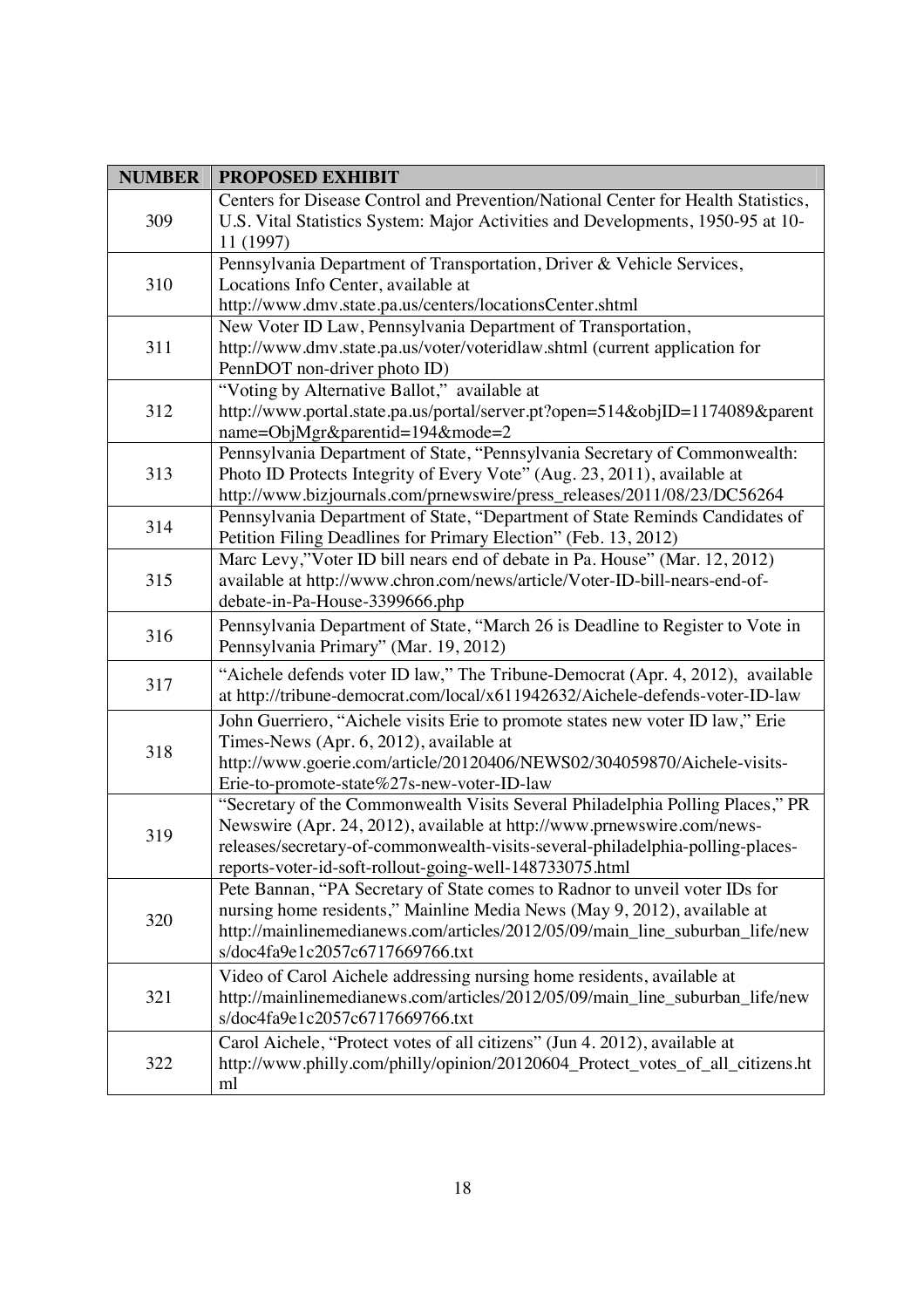| NUMBER | PROPOSED EXHIBIT |
| --- | --- |
| 309 | Centers for Disease Control and Prevention/National Center for Health Statistics, U.S. Vital Statistics System: Major Activities and Developments, 1950-95 at 10-11 (1997) |
| 310 | Pennsylvania Department of Transportation, Driver & Vehicle Services, Locations Info Center, available at http://www.dmv.state.pa.us/centers/locationsCenter.shtml |
| 311 | New Voter ID Law, Pennsylvania Department of Transportation, http://www.dmv.state.pa.us/voter/voteridlaw.shtml (current application for PennDOT non-driver photo ID) |
| 312 | "Voting by Alternative Ballot," available at http://www.portal.state.pa.us/portal/server.pt?open=514&objID=1174089&parentname=ObjMgr&parentid=194&mode=2 |
| 313 | Pennsylvania Department of State, "Pennsylvania Secretary of Commonwealth: Photo ID Protects Integrity of Every Vote" (Aug. 23, 2011), available at http://www.bizjournals.com/prnewswire/press_releases/2011/08/23/DC56264 |
| 314 | Pennsylvania Department of State, "Department of State Reminds Candidates of Petition Filing Deadlines for Primary Election" (Feb. 13, 2012) |
| 315 | Marc Levy,"Voter ID bill nears end of debate in Pa. House" (Mar. 12, 2012) available at http://www.chron.com/news/article/Voter-ID-bill-nears-end-of-debate-in-Pa-House-3399666.php |
| 316 | Pennsylvania Department of State, "March 26 is Deadline to Register to Vote in Pennsylvania Primary" (Mar. 19, 2012) |
| 317 | "Aichele defends voter ID law," The Tribune-Democrat (Apr. 4, 2012), available at http://tribune-democrat.com/local/x611942632/Aichele-defends-voter-ID-law |
| 318 | John Guerriero, "Aichele visits Erie to promote states new voter ID law," Erie Times-News (Apr. 6, 2012), available at http://www.goerie.com/article/20120406/NEWS02/304059870/Aichele-visits-Erie-to-promote-state%27s-new-voter-ID-law |
| 319 | "Secretary of the Commonwealth Visits Several Philadelphia Polling Places," PR Newswire (Apr. 24, 2012), available at http://www.prnewswire.com/news-releases/secretary-of-commonwealth-visits-several-philadelphia-polling-places-reports-voter-id-soft-rollout-going-well-148733075.html |
| 320 | Pete Bannan, "PA Secretary of State comes to Radnor to unveil voter IDs for nursing home residents," Mainline Media News (May 9, 2012), available at http://mainlinemedianews.com/articles/2012/05/09/main_line_suburban_life/news/doc4fa9e1c2057c6717669766.txt |
| 321 | Video of Carol Aichele addressing nursing home residents, available at http://mainlinemedianews.com/articles/2012/05/09/main_line_suburban_life/news/doc4fa9e1c2057c6717669766.txt |
| 322 | Carol Aichele, "Protect votes of all citizens" (Jun 4. 2012), available at http://www.philly.com/philly/opinion/20120604_Protect_votes_of_all_citizens.html |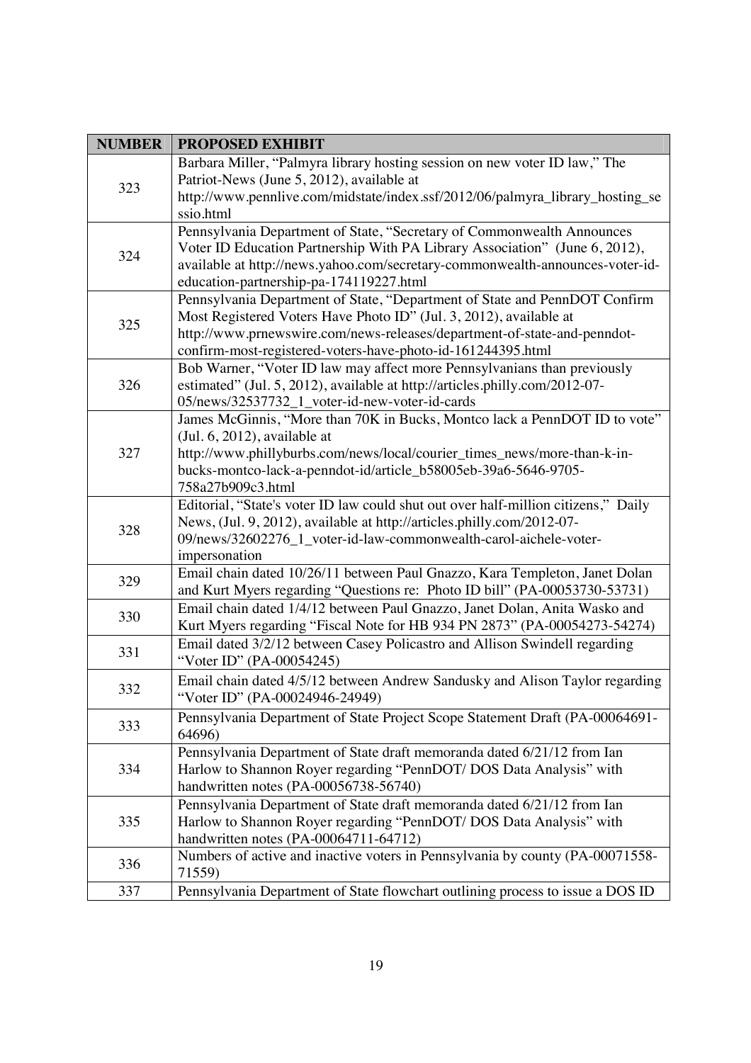| NUMBER | PROPOSED EXHIBIT |
|---|---|
| 323 | Barbara Miller, "Palmyra library hosting session on new voter ID law," The Patriot-News (June 5, 2012), available at http://www.pennlive.com/midstate/index.ssf/2012/06/palmyra_library_hosting_sessio.html |
| 324 | Pennsylvania Department of State, "Secretary of Commonwealth Announces Voter ID Education Partnership With PA Library Association" (June 6, 2012), available at http://news.yahoo.com/secretary-commonwealth-announces-voter-id-education-partnership-pa-174119227.html |
| 325 | Pennsylvania Department of State, "Department of State and PennDOT Confirm Most Registered Voters Have Photo ID" (Jul. 3, 2012), available at http://www.prnewswire.com/news-releases/department-of-state-and-penndot-confirm-most-registered-voters-have-photo-id-161244395.html |
| 326 | Bob Warner, "Voter ID law may affect more Pennsylvanians than previously estimated" (Jul. 5, 2012), available at http://articles.philly.com/2012-07-05/news/32537732_1_voter-id-new-voter-id-cards |
| 327 | James McGinnis, "More than 70K in Bucks, Montco lack a PennDOT ID to vote" (Jul. 6, 2012), available at http://www.phillyburbs.com/news/local/courier_times_news/more-than-k-in-bucks-montco-lack-a-penndot-id/article_b58005eb-39a6-5646-9705-758a27b909c3.html |
| 328 | Editorial, "State's voter ID law could shut out over half-million citizens," Daily News, (Jul. 9, 2012), available at http://articles.philly.com/2012-07-09/news/32602276_1_voter-id-law-commonwealth-carol-aichele-voter-impersonation |
| 329 | Email chain dated 10/26/11 between Paul Gnazzo, Kara Templeton, Janet Dolan and Kurt Myers regarding "Questions re: Photo ID bill" (PA-00053730-53731) |
| 330 | Email chain dated 1/4/12 between Paul Gnazzo, Janet Dolan, Anita Wasko and Kurt Myers regarding "Fiscal Note for HB 934 PN 2873" (PA-00054273-54274) |
| 331 | Email dated 3/2/12 between Casey Policastro and Allison Swindell regarding "Voter ID" (PA-00054245) |
| 332 | Email chain dated 4/5/12 between Andrew Sandusky and Alison Taylor regarding "Voter ID" (PA-00024946-24949) |
| 333 | Pennsylvania Department of State Project Scope Statement Draft (PA-00064691-64696) |
| 334 | Pennsylvania Department of State draft memoranda dated 6/21/12 from Ian Harlow to Shannon Royer regarding "PennDOT/ DOS Data Analysis" with handwritten notes (PA-00056738-56740) |
| 335 | Pennsylvania Department of State draft memoranda dated 6/21/12 from Ian Harlow to Shannon Royer regarding "PennDOT/ DOS Data Analysis" with handwritten notes (PA-00064711-64712) |
| 336 | Numbers of active and inactive voters in Pennsylvania by county (PA-00071558-71559) |
| 337 | Pennsylvania Department of State flowchart outlining process to issue a DOS ID |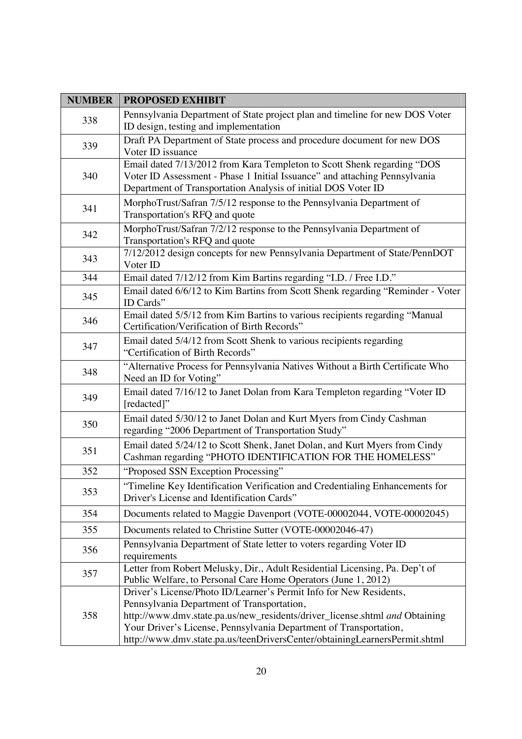| NUMBER | PROPOSED EXHIBIT |
|---|---|
| 338 | Pennsylvania Department of State project plan and timeline for new DOS Voter ID design, testing and implementation |
| 339 | Draft PA Department of State process and procedure document for new DOS Voter ID issuance |
| 340 | Email dated 7/13/2012 from Kara Templeton to Scott Shenk regarding "DOS Voter ID Assessment - Phase 1 Initial Issuance" and attaching Pennsylvania Department of Transportation Analysis of initial DOS Voter ID |
| 341 | MorphoTrust/Safran 7/5/12 response to the Pennsylvania Department of Transportation's RFQ and quote |
| 342 | MorphoTrust/Safran 7/2/12 response to the Pennsylvania Department of Transportation's RFQ and quote |
| 343 | 7/12/2012 design concepts for new Pennsylvania Department of State/PennDOT Voter ID |
| 344 | Email dated 7/12/12 from Kim Bartins regarding "I.D. / Free I.D." |
| 345 | Email dated 6/6/12 to Kim Bartins from Scott Shenk regarding "Reminder - Voter ID Cards" |
| 346 | Email dated 5/5/12 from Kim Bartins to various recipients regarding "Manual Certification/Verification of Birth Records" |
| 347 | Email dated 5/4/12 from Scott Shenk to various recipients regarding "Certification of Birth Records" |
| 348 | "Alternative Process for Pennsylvania Natives Without a Birth Certificate Who Need an ID for Voting" |
| 349 | Email dated 7/16/12 to Janet Dolan from Kara Templeton regarding "Voter ID [redacted]" |
| 350 | Email dated 5/30/12 to Janet Dolan and Kurt Myers from Cindy Cashman regarding "2006 Department of Transportation Study" |
| 351 | Email dated 5/24/12 to Scott Shenk, Janet Dolan, and Kurt Myers from Cindy Cashman regarding "PHOTO IDENTIFICATION FOR THE HOMELESS" |
| 352 | "Proposed SSN Exception Processing" |
| 353 | "Timeline Key Identification Verification and Credentialing Enhancements for Driver's License and Identification Cards" |
| 354 | Documents related to Maggie Davenport (VOTE-00002044, VOTE-00002045) |
| 355 | Documents related to Christine Sutter (VOTE-00002046-47) |
| 356 | Pennsylvania Department of State letter to voters regarding Voter ID requirements |
| 357 | Letter from Robert Melusky, Dir., Adult Residential Licensing, Pa. Dep't of Public Welfare, to Personal Care Home Operators (June 1, 2012) |
| 358 | Driver's License/Photo ID/Learner's Permit Info for New Residents, Pennsylvania Department of Transportation, http://www.dmv.state.pa.us/new_residents/driver_license.shtml *and* Obtaining Your Driver's License, Pennsylvania Department of Transportation, http://www.dmv.state.pa.us/teenDriversCenter/obtainingLearnersPermit.shtml |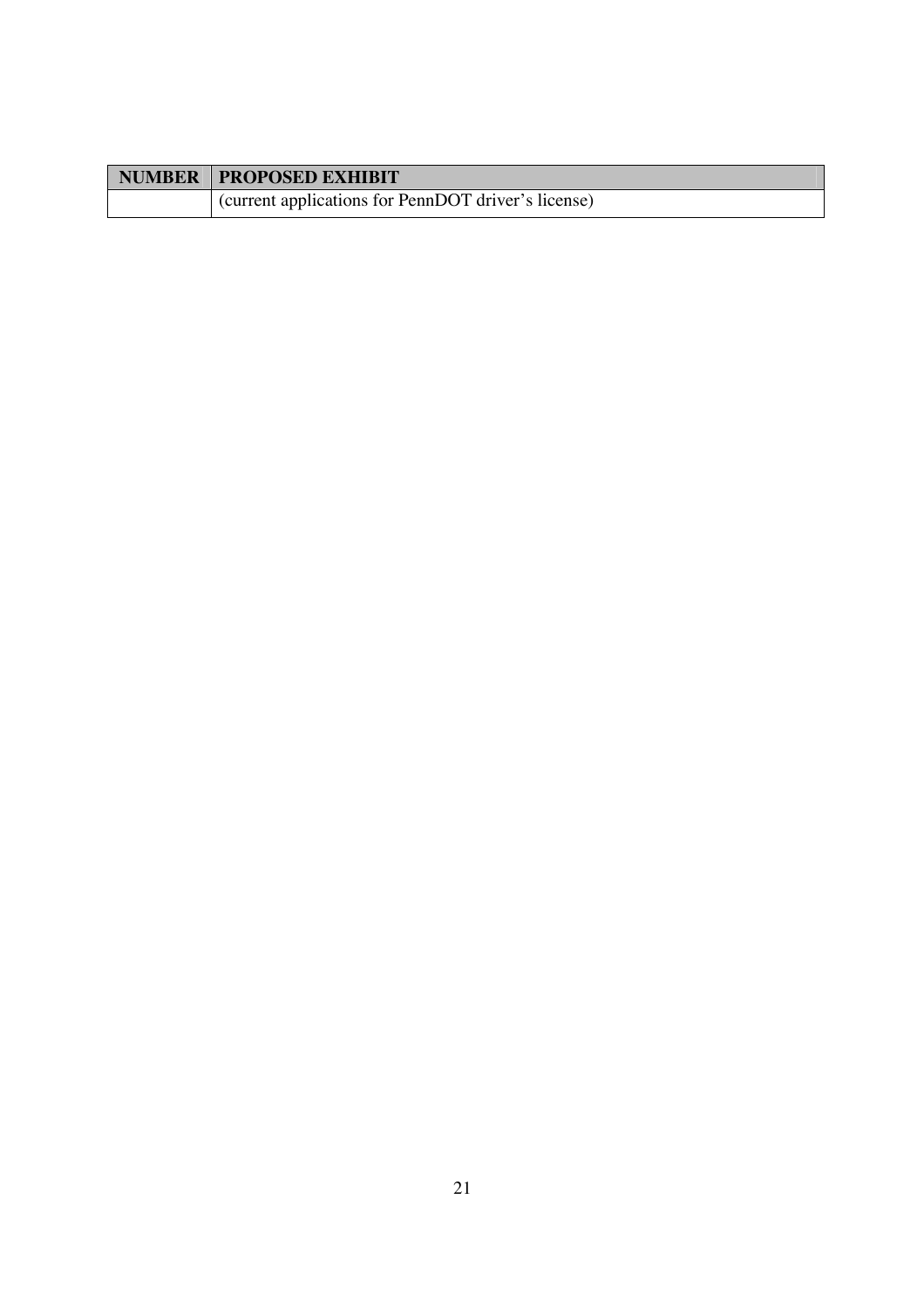| NUMBER | PROPOSED EXHIBIT |
| --- | --- |
| | (current applications for PennDOT driver's license) |